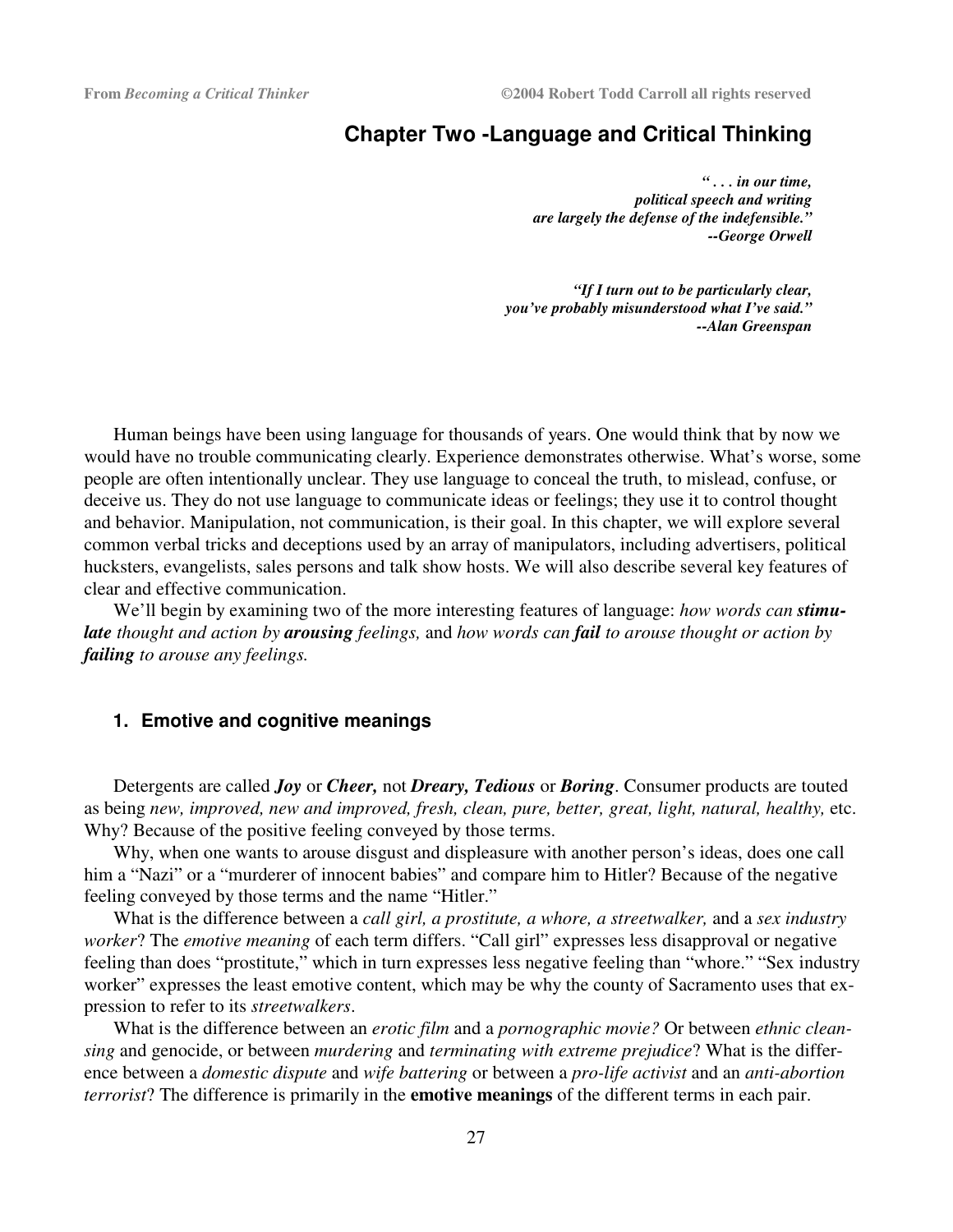# Chapter Two -Language and Critical Thinking

> ***" . . . in our time,***
> ***political speech and writing***
> ***are largely the defense of the indefensible."***
> ***--George Orwell***

> ***"If I turn out to be particularly clear,***
> ***you've probably misunderstood what I've said."***
> ***--Alan Greenspan***

Human beings have been using language for thousands of years. One would think that by now we would have no trouble communicating clearly. Experience demonstrates otherwise. What's worse, some people are often intentionally unclear. They use language to conceal the truth, to mislead, confuse, or deceive us. They do not use language to communicate ideas or feelings; they use it to control thought and behavior. Manipulation, not communication, is their goal. In this chapter, we will explore several common verbal tricks and deceptions used by an array of manipulators, including advertisers, political hucksters, evangelists, sales persons and talk show hosts. We will also describe several key features of clear and effective communication.

We'll begin by examining two of the more interesting features of language: *how words can **stimulate** thought and action by **arousing** feelings,* and *how words can **fail** to arouse thought or action by **failing** to arouse any feelings.*

## 1. Emotive and cognitive meanings

Detergents are called ***Joy*** or ***Cheer,*** not ***Dreary, Tedious*** or ***Boring***. Consumer products are touted as being *new, improved, new and improved, fresh, clean, pure, better, great, light, natural, healthy,* etc. Why? Because of the positive feeling conveyed by those terms.

Why, when one wants to arouse disgust and displeasure with another person's ideas, does one call him a "Nazi" or a "murderer of innocent babies" and compare him to Hitler? Because of the negative feeling conveyed by those terms and the name "Hitler."

What is the difference between a *call girl, a prostitute, a whore, a streetwalker,* and a *sex industry worker*? The *emotive meaning* of each term differs. "Call girl" expresses less disapproval or negative feeling than does "prostitute," which in turn expresses less negative feeling than "whore." "Sex industry worker" expresses the least emotive content, which may be why the county of Sacramento uses that expression to refer to its *streetwalkers*.

What is the difference between an *erotic film* and a *pornographic movie?* Or between *ethnic cleansing* and genocide, or between *murdering* and *terminating with extreme prejudice*? What is the difference between a *domestic dispute* and *wife battering* or between a *pro-life activist* and an *anti-abortion terrorist*? The difference is primarily in the **emotive meanings** of the different terms in each pair.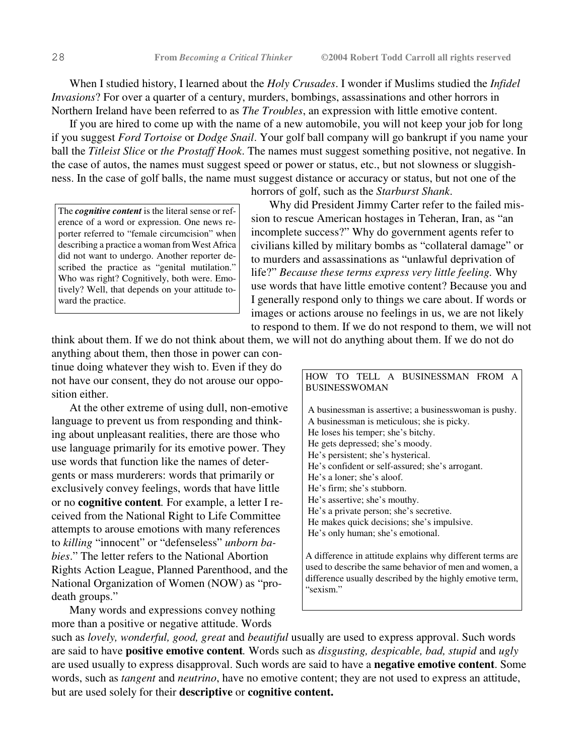When I studied history, I learned about the *Holy Crusades*. I wonder if Muslims studied the *Infidel Invasions*? For over a quarter of a century, murders, bombings, assassinations and other horrors in Northern Ireland have been referred to as *The Troubles*, an expression with little emotive content.

If you are hired to come up with the name of a new automobile, you will not keep your job for long if you suggest *Ford Tortoise* or *Dodge Snail*. Your golf ball company will go bankrupt if you name your ball the *Titleist Slice* or *the Prostaff Hook*. The names must suggest something positive, not negative. In the case of autos, the names must suggest speed or power or status, etc., but not slowness or sluggishness. In the case of golf balls, the name must suggest distance or accuracy or status, but not one of the horrors of golf, such as the *Starburst Shank*.

> The ***cognitive content*** is the literal sense or reference of a word or expression. One news reporter referred to "female circumcision" when describing a practice a woman from West Africa did not want to undergo. Another reporter described the practice as "genital mutilation." Who was right? Cognitively, both were. Emotively? Well, that depends on your attitude toward the practice.

Why did President Jimmy Carter refer to the failed mission to rescue American hostages in Teheran, Iran, as "an incomplete success?" Why do government agents refer to civilians killed by military bombs as "collateral damage" or to murders and assassinations as "unlawful deprivation of life?" *Because these terms express very little feeling.* Why use words that have little emotive content? Because you and I generally respond only to things we care about. If words or images or actions arouse no feelings in us, we are not likely to respond to them. If we do not respond to them, we will not think about them. If we do not think about them, we will not do anything about them. If we do not do anything about them, then those in power can continue doing whatever they wish to. Even if they do not have our consent, they do not arouse our opposition either.

At the other extreme of using dull, non-emotive language to prevent us from responding and thinking about unpleasant realities, there are those who use language primarily for its emotive power. They use words that function like the names of detergents or mass murderers: words that primarily or exclusively convey feelings, words that have little or no **cognitive content**. For example, a letter I received from the National Right to Life Committee attempts to arouse emotions with many references to *killing* "innocent" or "defenseless" *unborn babies*." The letter refers to the National Abortion Rights Action League, Planned Parenthood, and the National Organization of Women (NOW) as "pro-death groups."

> HOW TO TELL A BUSINESSMAN FROM A BUSINESSWOMAN
>
> A businessman is assertive; a businesswoman is pushy.
> A businessman is meticulous; she is picky.
> He loses his temper; she's bitchy.
> He gets depressed; she's moody.
> He's persistent; she's hysterical.
> He's confident or self-assured; she's arrogant.
> He's a loner; she's aloof.
> He's firm; she's stubborn.
> He's assertive; she's mouthy.
> He's a private person; she's secretive.
> He makes quick decisions; she's impulsive.
> He's only human; she's emotional.
>
> A difference in attitude explains why different terms are used to describe the same behavior of men and women, a difference usually described by the highly emotive term, "sexism."

Many words and expressions convey nothing more than a positive or negative attitude. Words such as *lovely, wonderful, good, great* and *beautiful* usually are used to express approval. Such words are said to have **positive emotive content**. Words such as *disgusting, despicable, bad, stupid* and *ugly* are used usually to express disapproval. Such words are said to have a **negative emotive content**. Some words, such as *tangent* and *neutrino*, have no emotive content; they are not used to express an attitude, but are used solely for their **descriptive** or **cognitive content.**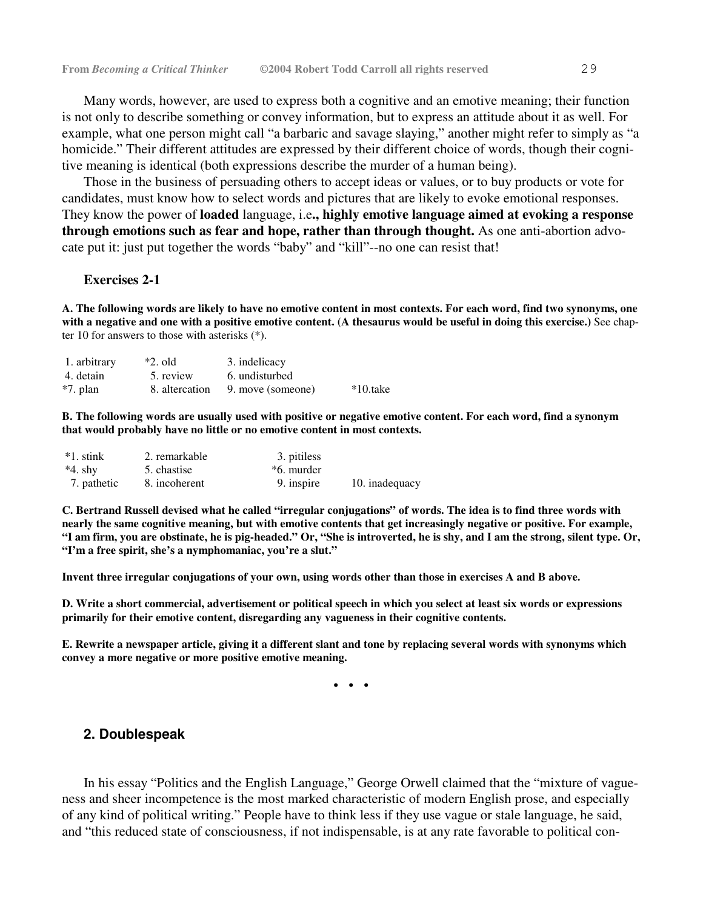Many words, however, are used to express both a cognitive and an emotive meaning; their function is not only to describe something or convey information, but to express an attitude about it as well. For example, what one person might call "a barbaric and savage slaying," another might refer to simply as "a homicide." Their different attitudes are expressed by their different choice of words, though their cognitive meaning is identical (both expressions describe the murder of a human being).

Those in the business of persuading others to accept ideas or values, or to buy products or vote for candidates, must know how to select words and pictures that are likely to evoke emotional responses. They know the power of **loaded** language, i.e**., highly emotive language aimed at evoking a response through emotions such as fear and hope, rather than through thought.** As one anti-abortion advocate put it: just put together the words "baby" and "kill"--no one can resist that!

### Exercises 2-1

**A. The following words are likely to have no emotive content in most contexts. For each word, find two synonyms, one with a negative and one with a positive emotive content. (A thesaurus would be useful in doing this exercise.)** See chapter 10 for answers to those with asterisks (*).

| | | | |
|---|---|---|---|
| 1. arbitrary | *2. old | 3. indelicacy | |
| 4. detain | 5. review | 6. undisturbed | |
| *7. plan | 8. altercation | 9. move (someone) | *10.take |

**B. The following words are usually used with positive or negative emotive content. For each word, find a synonym that would probably have no little or no emotive content in most contexts.**

| | | | |
|---|---|---|---|
| *1. stink | 2. remarkable | 3. pitiless | |
| *4. shy | 5. chastise | *6. murder | |
| 7. pathetic | 8. incoherent | 9. inspire | 10. inadequacy |

**C. Bertrand Russell devised what he called "irregular conjugations" of words. The idea is to find three words with nearly the same cognitive meaning, but with emotive contents that get increasingly negative or positive. For example, "I am firm, you are obstinate, he is pig-headed." Or, "She is introverted, he is shy, and I am the strong, silent type. Or, "I'm a free spirit, she's a nymphomaniac, you're a slut."**

**Invent three irregular conjugations of your own, using words other than those in exercises A and B above.**

**D. Write a short commercial, advertisement or political speech in which you select at least six words or expressions primarily for their emotive content, disregarding any vagueness in their cognitive contents.**

**E. Rewrite a newspaper article, giving it a different slant and tone by replacing several words with synonyms which convey a more negative or more positive emotive meaning.**

• • •

## 2. Doublespeak

In his essay "Politics and the English Language," George Orwell claimed that the "mixture of vagueness and sheer incompetence is the most marked characteristic of modern English prose, and especially of any kind of political writing." People have to think less if they use vague or stale language, he said, and "this reduced state of consciousness, if not indispensable, is at any rate favorable to political con-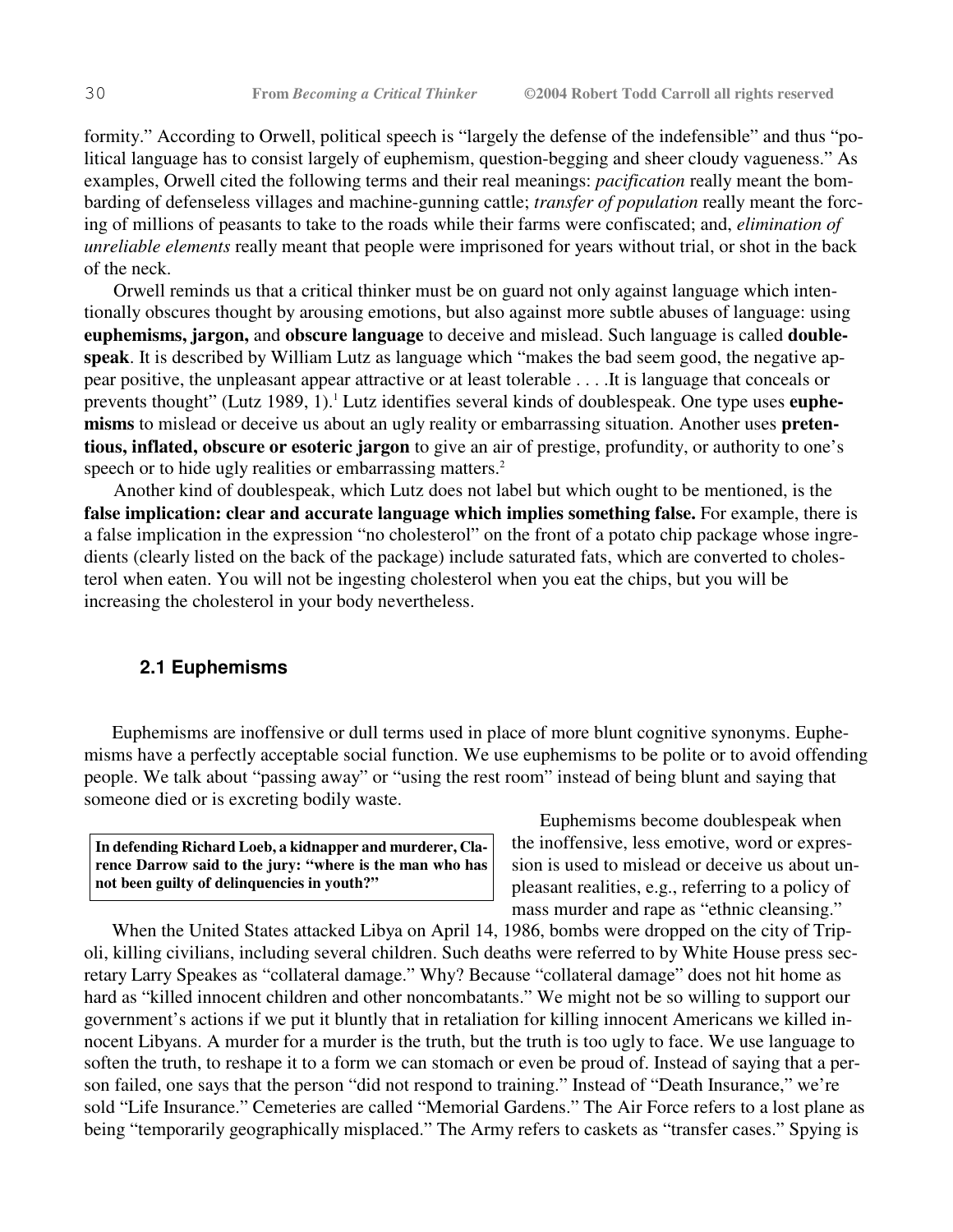formity." According to Orwell, political speech is "largely the defense of the indefensible" and thus "political language has to consist largely of euphemism, question-begging and sheer cloudy vagueness." As examples, Orwell cited the following terms and their real meanings: *pacification* really meant the bombarding of defenseless villages and machine-gunning cattle; *transfer of population* really meant the forcing of millions of peasants to take to the roads while their farms were confiscated; and, *elimination of unreliable elements* really meant that people were imprisoned for years without trial, or shot in the back of the neck.

Orwell reminds us that a critical thinker must be on guard not only against language which intentionally obscures thought by arousing emotions, but also against more subtle abuses of language: using **euphemisms, jargon,** and **obscure language** to deceive and mislead. Such language is called **doublespeak**. It is described by William Lutz as language which "makes the bad seem good, the negative appear positive, the unpleasant appear attractive or at least tolerable . . . .It is language that conceals or prevents thought" (Lutz 1989, 1).[1] Lutz identifies several kinds of doublespeak. One type uses **euphemisms** to mislead or deceive us about an ugly reality or embarrassing situation. Another uses **pretentious, inflated, obscure or esoteric jargon** to give an air of prestige, profundity, or authority to one's speech or to hide ugly realities or embarrassing matters.[2]

Another kind of doublespeak, which Lutz does not label but which ought to be mentioned, is the **false implication: clear and accurate language which implies something false.** For example, there is a false implication in the expression "no cholesterol" on the front of a potato chip package whose ingredients (clearly listed on the back of the package) include saturated fats, which are converted to cholesterol when eaten. You will not be ingesting cholesterol when you eat the chips, but you will be increasing the cholesterol in your body nevertheless.

### 2.1 Euphemisms

Euphemisms are inoffensive or dull terms used in place of more blunt cognitive synonyms. Euphemisms have a perfectly acceptable social function. We use euphemisms to be polite or to avoid offending people. We talk about "passing away" or "using the rest room" instead of being blunt and saying that someone died or is excreting bodily waste.

**In defending Richard Loeb, a kidnapper and murderer, Clarence Darrow said to the jury: "where is the man who has not been guilty of delinquencies in youth?"**

Euphemisms become doublespeak when the inoffensive, less emotive, word or expression is used to mislead or deceive us about unpleasant realities, e.g., referring to a policy of mass murder and rape as "ethnic cleansing."

When the United States attacked Libya on April 14, 1986, bombs were dropped on the city of Tripoli, killing civilians, including several children. Such deaths were referred to by White House press secretary Larry Speakes as "collateral damage." Why? Because "collateral damage" does not hit home as hard as "killed innocent children and other noncombatants." We might not be so willing to support our government's actions if we put it bluntly that in retaliation for killing innocent Americans we killed innocent Libyans. A murder for a murder is the truth, but the truth is too ugly to face. We use language to soften the truth, to reshape it to a form we can stomach or even be proud of. Instead of saying that a person failed, one says that the person "did not respond to training." Instead of "Death Insurance," we're sold "Life Insurance." Cemeteries are called "Memorial Gardens." The Air Force refers to a lost plane as being "temporarily geographically misplaced." The Army refers to caskets as "transfer cases." Spying is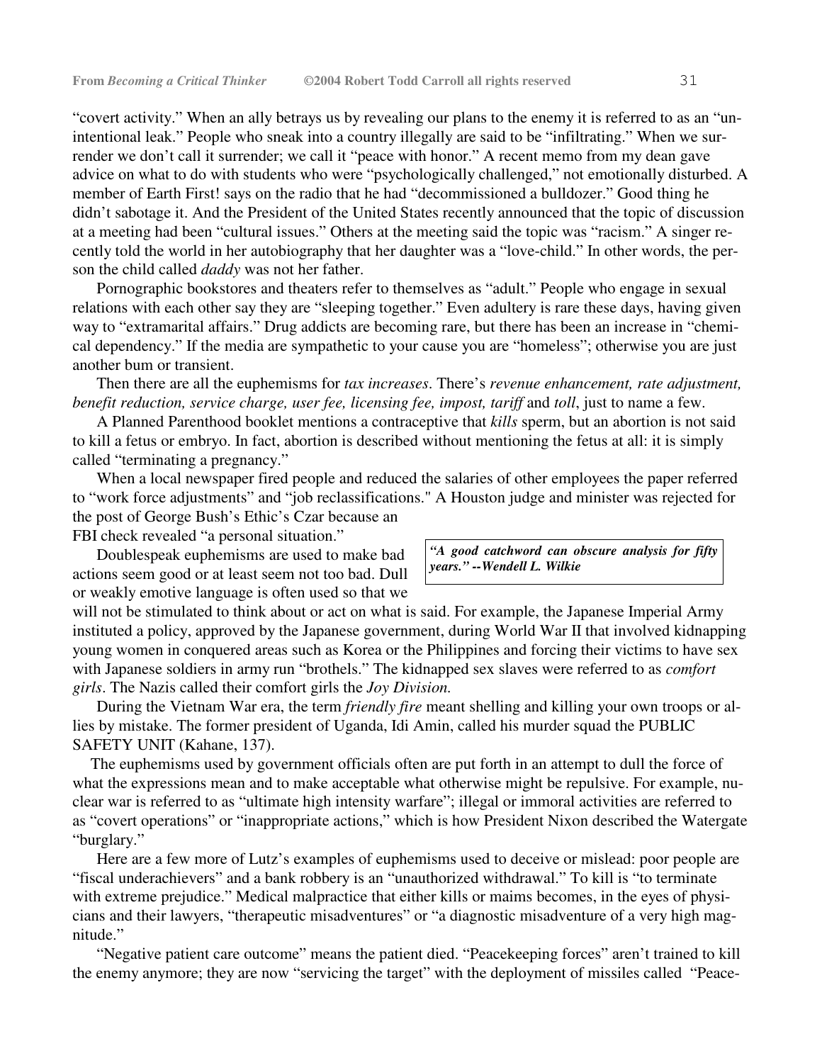"covert activity." When an ally betrays us by revealing our plans to the enemy it is referred to as an "unintentional leak." People who sneak into a country illegally are said to be "infiltrating." When we surrender we don't call it surrender; we call it "peace with honor." A recent memo from my dean gave advice on what to do with students who were "psychologically challenged," not emotionally disturbed. A member of Earth First! says on the radio that he had "decommissioned a bulldozer." Good thing he didn't sabotage it. And the President of the United States recently announced that the topic of discussion at a meeting had been "cultural issues." Others at the meeting said the topic was "racism." A singer recently told the world in her autobiography that her daughter was a "love-child." In other words, the person the child called *daddy* was not her father.

Pornographic bookstores and theaters refer to themselves as "adult." People who engage in sexual relations with each other say they are "sleeping together." Even adultery is rare these days, having given way to "extramarital affairs." Drug addicts are becoming rare, but there has been an increase in "chemical dependency." If the media are sympathetic to your cause you are "homeless"; otherwise you are just another bum or transient.

Then there are all the euphemisms for *tax increases*. There's *revenue enhancement, rate adjustment, benefit reduction, service charge, user fee, licensing fee, impost, tariff* and *toll*, just to name a few.

A Planned Parenthood booklet mentions a contraceptive that *kills* sperm, but an abortion is not said to kill a fetus or embryo. In fact, abortion is described without mentioning the fetus at all: it is simply called "terminating a pregnancy."

When a local newspaper fired people and reduced the salaries of other employees the paper referred to "work force adjustments" and "job reclassifications." A Houston judge and minister was rejected for the post of George Bush's Ethic's Czar because an FBI check revealed "a personal situation."

> ***"A good catchword can obscure analysis for fifty years." --Wendell L. Wilkie***

Doublespeak euphemisms are used to make bad actions seem good or at least seem not too bad. Dull or weakly emotive language is often used so that we will not be stimulated to think about or act on what is said. For example, the Japanese Imperial Army instituted a policy, approved by the Japanese government, during World War II that involved kidnapping young women in conquered areas such as Korea or the Philippines and forcing their victims to have sex with Japanese soldiers in army run "brothels." The kidnapped sex slaves were referred to as *comfort girls*. The Nazis called their comfort girls the *Joy Division.*

During the Vietnam War era, the term *friendly fire* meant shelling and killing your own troops or allies by mistake. The former president of Uganda, Idi Amin, called his murder squad the PUBLIC SAFETY UNIT (Kahane, 137).

The euphemisms used by government officials often are put forth in an attempt to dull the force of what the expressions mean and to make acceptable what otherwise might be repulsive. For example, nuclear war is referred to as "ultimate high intensity warfare"; illegal or immoral activities are referred to as "covert operations" or "inappropriate actions," which is how President Nixon described the Watergate "burglary."

Here are a few more of Lutz's examples of euphemisms used to deceive or mislead: poor people are "fiscal underachievers" and a bank robbery is an "unauthorized withdrawal." To kill is "to terminate with extreme prejudice." Medical malpractice that either kills or maims becomes, in the eyes of physicians and their lawyers, "therapeutic misadventures" or "a diagnostic misadventure of a very high magnitude."

"Negative patient care outcome" means the patient died. "Peacekeeping forces" aren't trained to kill the enemy anymore; they are now "servicing the target" with the deployment of missiles called "Peace-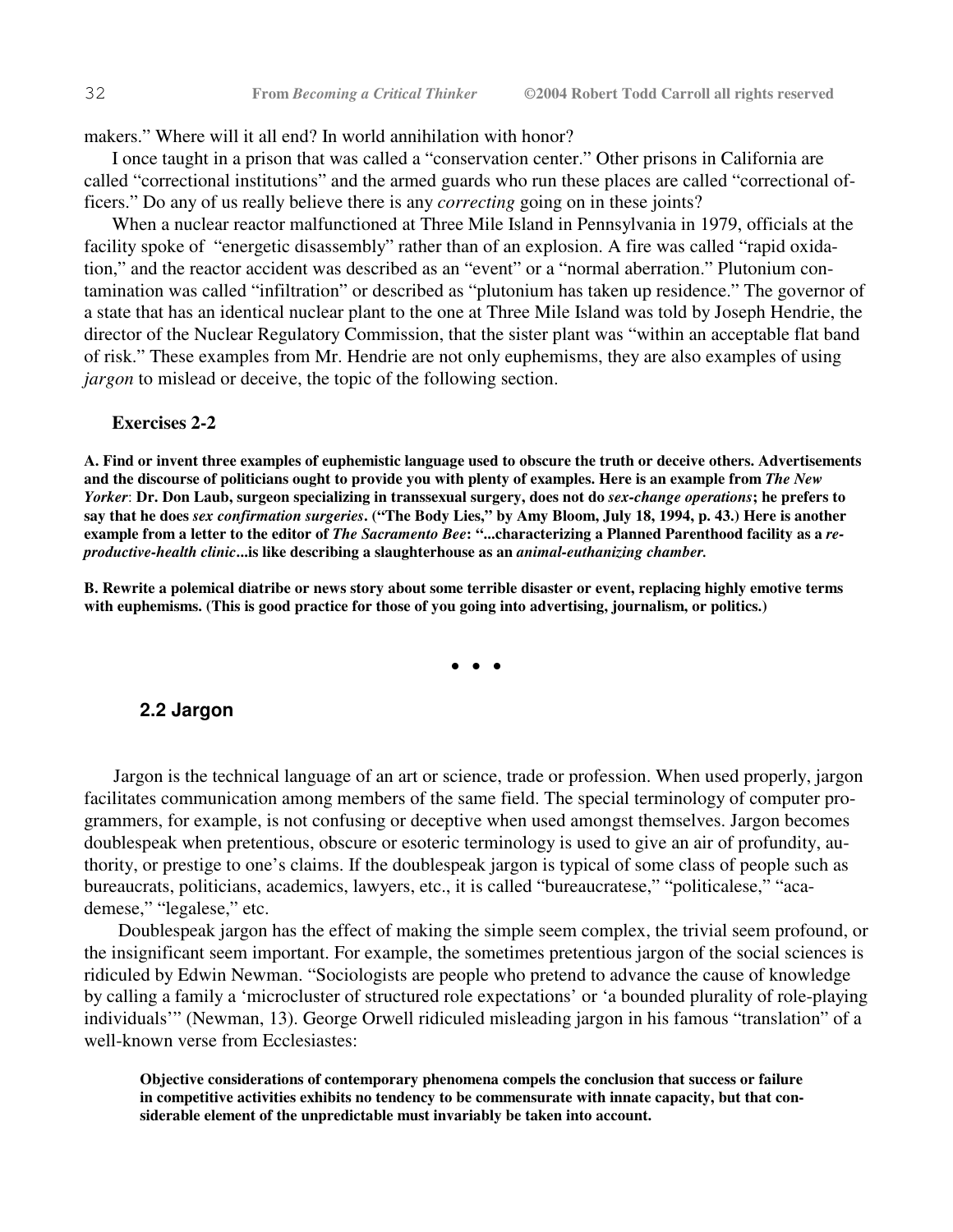makers." Where will it all end? In world annihilation with honor?

I once taught in a prison that was called a "conservation center." Other prisons in California are called "correctional institutions" and the armed guards who run these places are called "correctional officers." Do any of us really believe there is any *correcting* going on in these joints?

When a nuclear reactor malfunctioned at Three Mile Island in Pennsylvania in 1979, officials at the facility spoke of "energetic disassembly" rather than of an explosion. A fire was called "rapid oxidation," and the reactor accident was described as an "event" or a "normal aberration." Plutonium contamination was called "infiltration" or described as "plutonium has taken up residence." The governor of a state that has an identical nuclear plant to the one at Three Mile Island was told by Joseph Hendrie, the director of the Nuclear Regulatory Commission, that the sister plant was "within an acceptable flat band of risk." These examples from Mr. Hendrie are not only euphemisms, they are also examples of using *jargon* to mislead or deceive, the topic of the following section.

#### Exercises 2-2

**A. Find or invent three examples of euphemistic language used to obscure the truth or deceive others. Advertisements and the discourse of politicians ought to provide you with plenty of examples. Here is an example from *The New Yorker*: Dr. Don Laub, surgeon specializing in transsexual surgery, does not do *sex-change operations*; he prefers to say that he does *sex confirmation surgeries*. ("The Body Lies," by Amy Bloom, July 18, 1994, p. 43.) Here is another example from a letter to the editor of *The Sacramento Bee*: "...characterizing a Planned Parenthood facility as a *reproductive-health clinic*...is like describing a slaughterhouse as an *animal-euthanizing chamber.***

**B. Rewrite a polemical diatribe or news story about some terrible disaster or event, replacing highly emotive terms with euphemisms. (This is good practice for those of you going into advertising, journalism, or politics.)**

• • •

### 2.2 Jargon

Jargon is the technical language of an art or science, trade or profession. When used properly, jargon facilitates communication among members of the same field. The special terminology of computer programmers, for example, is not confusing or deceptive when used amongst themselves. Jargon becomes doublespeak when pretentious, obscure or esoteric terminology is used to give an air of profundity, authority, or prestige to one's claims. If the doublespeak jargon is typical of some class of people such as bureaucrats, politicians, academics, lawyers, etc., it is called "bureaucratese," "politicalese," "academese," "legalese," etc.

Doublespeak jargon has the effect of making the simple seem complex, the trivial seem profound, or the insignificant seem important. For example, the sometimes pretentious jargon of the social sciences is ridiculed by Edwin Newman. "Sociologists are people who pretend to advance the cause of knowledge by calling a family a 'microcluster of structured role expectations' or 'a bounded plurality of role-playing individuals'" (Newman, 13). George Orwell ridiculed misleading jargon in his famous "translation" of a well-known verse from Ecclesiastes:

> **Objective considerations of contemporary phenomena compels the conclusion that success or failure in competitive activities exhibits no tendency to be commensurate with innate capacity, but that considerable element of the unpredictable must invariably be taken into account.**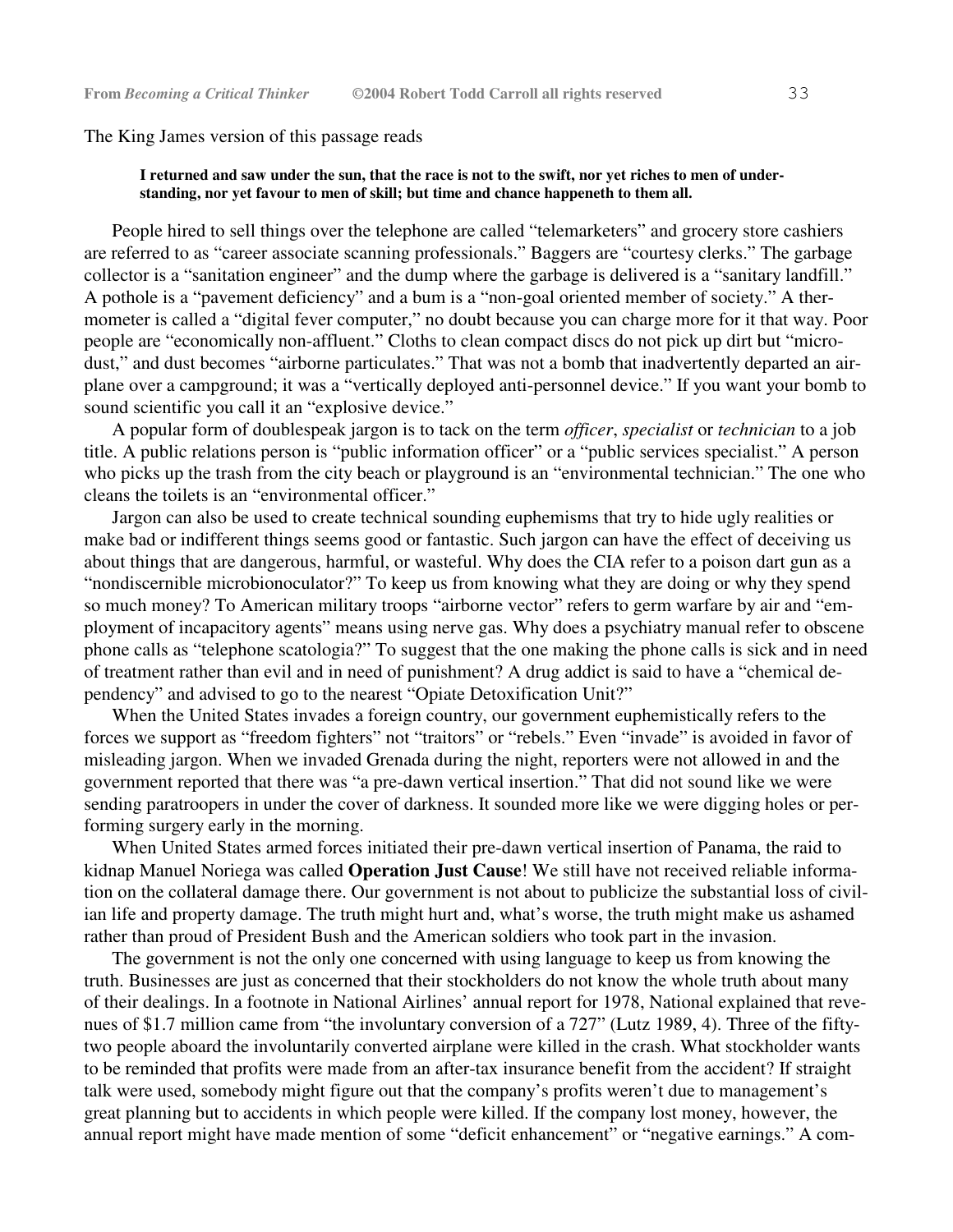The King James version of this passage reads

> **I returned and saw under the sun, that the race is not to the swift, nor yet riches to men of understanding, nor yet favour to men of skill; but time and chance happeneth to them all.**

People hired to sell things over the telephone are called "telemarketers" and grocery store cashiers are referred to as "career associate scanning professionals." Baggers are "courtesy clerks." The garbage collector is a "sanitation engineer" and the dump where the garbage is delivered is a "sanitary landfill." A pothole is a "pavement deficiency" and a bum is a "non-goal oriented member of society." A thermometer is called a "digital fever computer," no doubt because you can charge more for it that way. Poor people are "economically non-affluent." Cloths to clean compact discs do not pick up dirt but "microdust," and dust becomes "airborne particulates." That was not a bomb that inadvertently departed an airplane over a campground; it was a "vertically deployed anti-personnel device." If you want your bomb to sound scientific you call it an "explosive device."

A popular form of doublespeak jargon is to tack on the term *officer*, *specialist* or *technician* to a job title. A public relations person is "public information officer" or a "public services specialist." A person who picks up the trash from the city beach or playground is an "environmental technician." The one who cleans the toilets is an "environmental officer."

Jargon can also be used to create technical sounding euphemisms that try to hide ugly realities or make bad or indifferent things seems good or fantastic. Such jargon can have the effect of deceiving us about things that are dangerous, harmful, or wasteful. Why does the CIA refer to a poison dart gun as a "nondiscernible microbionoculator?" To keep us from knowing what they are doing or why they spend so much money? To American military troops "airborne vector" refers to germ warfare by air and "employment of incapacitory agents" means using nerve gas. Why does a psychiatry manual refer to obscene phone calls as "telephone scatologia?" To suggest that the one making the phone calls is sick and in need of treatment rather than evil and in need of punishment? A drug addict is said to have a "chemical dependency" and advised to go to the nearest "Opiate Detoxification Unit?"

When the United States invades a foreign country, our government euphemistically refers to the forces we support as "freedom fighters" not "traitors" or "rebels." Even "invade" is avoided in favor of misleading jargon. When we invaded Grenada during the night, reporters were not allowed in and the government reported that there was "a pre-dawn vertical insertion." That did not sound like we were sending paratroopers in under the cover of darkness. It sounded more like we were digging holes or performing surgery early in the morning.

When United States armed forces initiated their pre-dawn vertical insertion of Panama, the raid to kidnap Manuel Noriega was called **Operation Just Cause**! We still have not received reliable information on the collateral damage there. Our government is not about to publicize the substantial loss of civilian life and property damage. The truth might hurt and, what's worse, the truth might make us ashamed rather than proud of President Bush and the American soldiers who took part in the invasion.

The government is not the only one concerned with using language to keep us from knowing the truth. Businesses are just as concerned that their stockholders do not know the whole truth about many of their dealings. In a footnote in National Airlines' annual report for 1978, National explained that revenues of $1.7 million came from "the involuntary conversion of a 727" (Lutz 1989, 4). Three of the fifty-two people aboard the involuntarily converted airplane were killed in the crash. What stockholder wants to be reminded that profits were made from an after-tax insurance benefit from the accident? If straight talk were used, somebody might figure out that the company's profits weren't due to management's great planning but to accidents in which people were killed. If the company lost money, however, the annual report might have made mention of some "deficit enhancement" or "negative earnings." A com-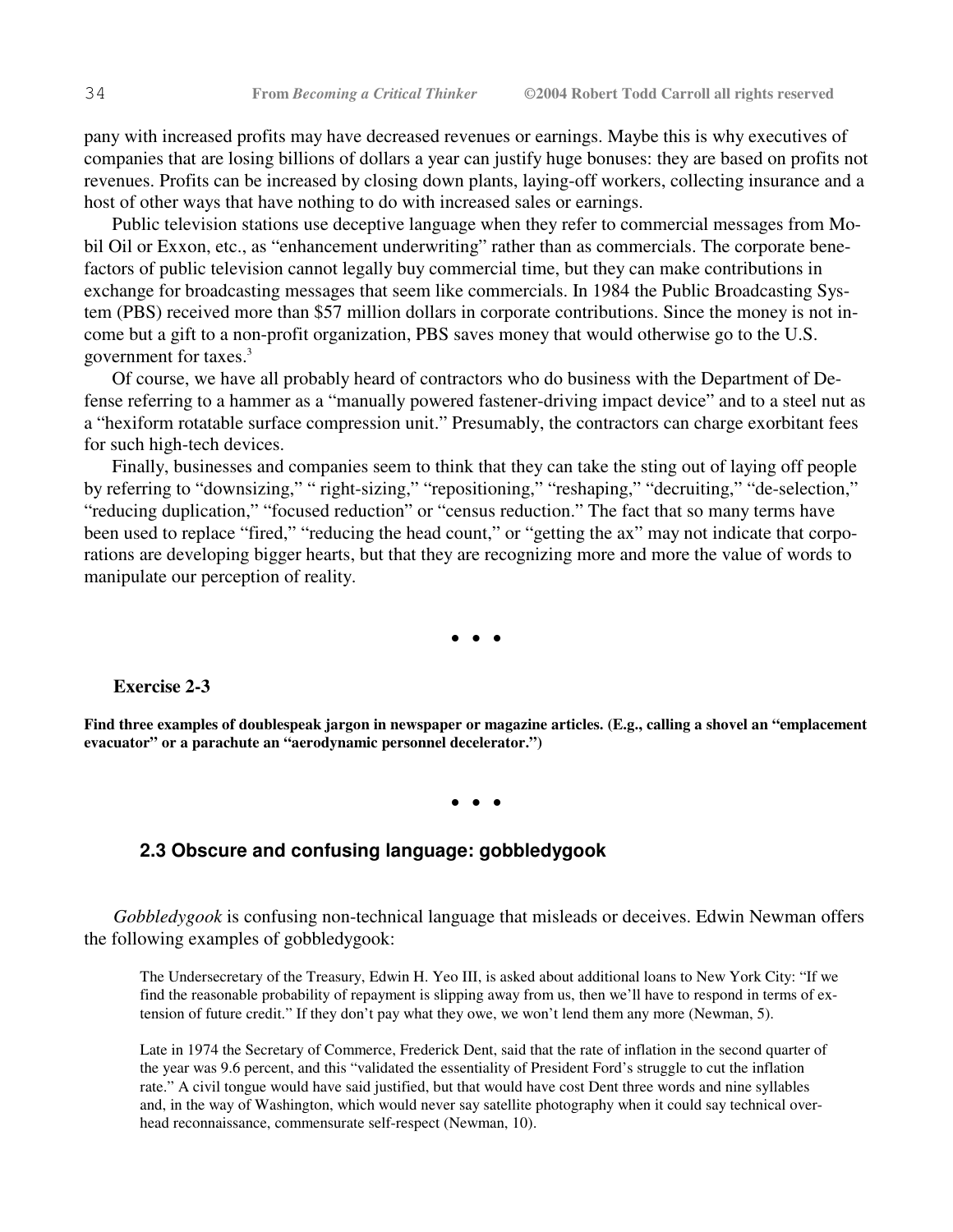pany with increased profits may have decreased revenues or earnings. Maybe this is why executives of companies that are losing billions of dollars a year can justify huge bonuses: they are based on profits not revenues. Profits can be increased by closing down plants, laying-off workers, collecting insurance and a host of other ways that have nothing to do with increased sales or earnings.

Public television stations use deceptive language when they refer to commercial messages from Mobil Oil or Exxon, etc., as "enhancement underwriting" rather than as commercials. The corporate benefactors of public television cannot legally buy commercial time, but they can make contributions in exchange for broadcasting messages that seem like commercials. In 1984 the Public Broadcasting System (PBS) received more than $57 million dollars in corporate contributions. Since the money is not income but a gift to a non-profit organization, PBS saves money that would otherwise go to the U.S. government for taxes.[3]

Of course, we have all probably heard of contractors who do business with the Department of Defense referring to a hammer as a "manually powered fastener-driving impact device" and to a steel nut as a "hexiform rotatable surface compression unit." Presumably, the contractors can charge exorbitant fees for such high-tech devices.

Finally, businesses and companies seem to think that they can take the sting out of laying off people by referring to "downsizing," " right-sizing," "repositioning," "reshaping," "decruiting," "de-selection," "reducing duplication," "focused reduction" or "census reduction." The fact that so many terms have been used to replace "fired," "reducing the head count," or "getting the ax" may not indicate that corporations are developing bigger hearts, but that they are recognizing more and more the value of words to manipulate our perception of reality.

• • •

**Exercise 2-3**

**Find three examples of doublespeak jargon in newspaper or magazine articles. (E.g., calling a shovel an "emplacement evacuator" or a parachute an "aerodynamic personnel decelerator.")**

• • •

### 2.3 Obscure and confusing language: gobbledygook

*Gobbledygook* is confusing non-technical language that misleads or deceives. Edwin Newman offers the following examples of gobbledygook:

> The Undersecretary of the Treasury, Edwin H. Yeo III, is asked about additional loans to New York City: "If we find the reasonable probability of repayment is slipping away from us, then we'll have to respond in terms of extension of future credit." If they don't pay what they owe, we won't lend them any more (Newman, 5).

> Late in 1974 the Secretary of Commerce, Frederick Dent, said that the rate of inflation in the second quarter of the year was 9.6 percent, and this "validated the essentiality of President Ford's struggle to cut the inflation rate." A civil tongue would have said justified, but that would have cost Dent three words and nine syllables and, in the way of Washington, which would never say satellite photography when it could say technical overhead reconnaissance, commensurate self-respect (Newman, 10).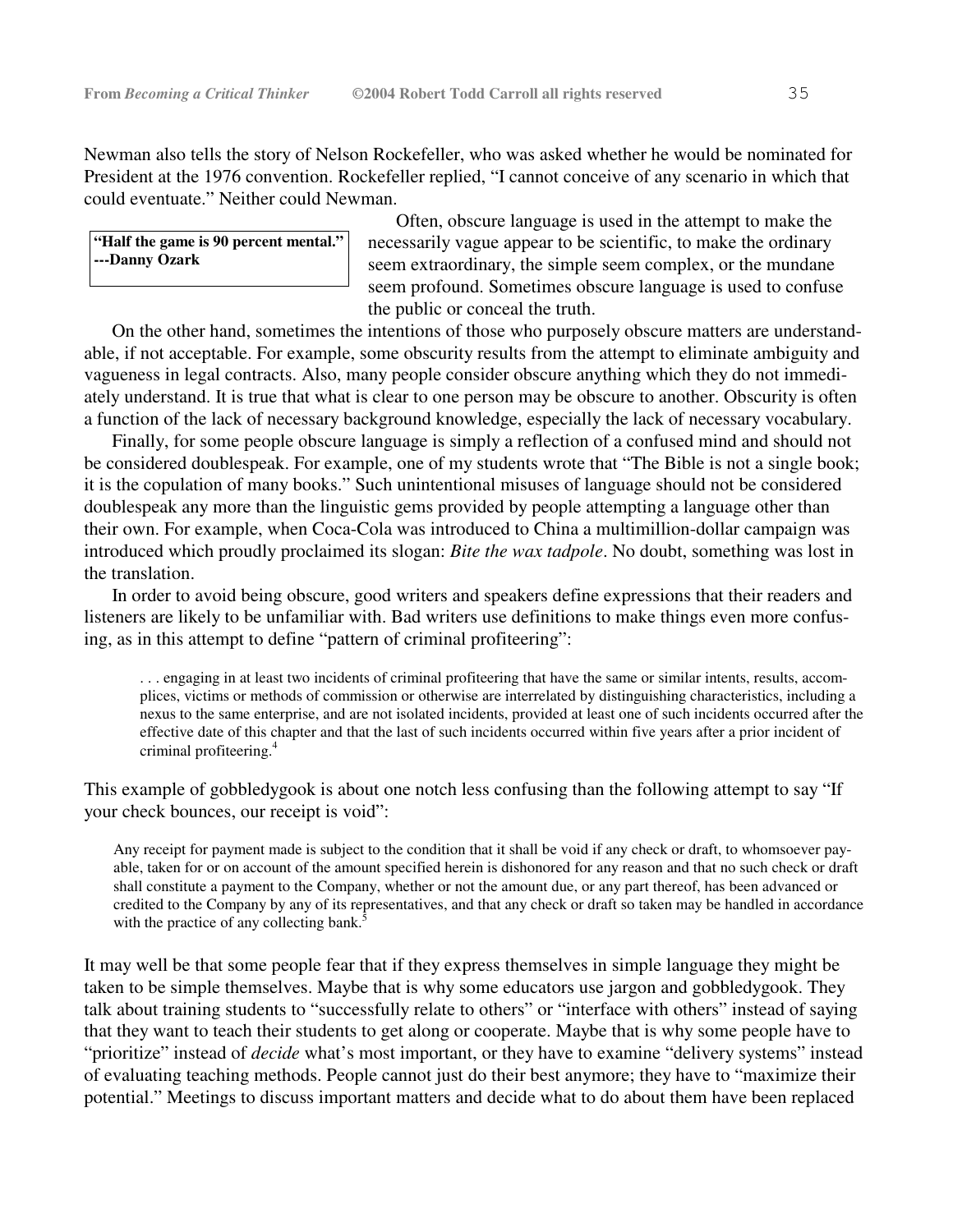Newman also tells the story of Nelson Rockefeller, who was asked whether he would be nominated for President at the 1976 convention. Rockefeller replied, "I cannot conceive of any scenario in which that could eventuate." Neither could Newman.

> **"Half the game is 90 percent mental." ---Danny Ozark**

Often, obscure language is used in the attempt to make the necessarily vague appear to be scientific, to make the ordinary seem extraordinary, the simple seem complex, or the mundane seem profound. Sometimes obscure language is used to confuse the public or conceal the truth.

On the other hand, sometimes the intentions of those who purposely obscure matters are understandable, if not acceptable. For example, some obscurity results from the attempt to eliminate ambiguity and vagueness in legal contracts. Also, many people consider obscure anything which they do not immediately understand. It is true that what is clear to one person may be obscure to another. Obscurity is often a function of the lack of necessary background knowledge, especially the lack of necessary vocabulary.

Finally, for some people obscure language is simply a reflection of a confused mind and should not be considered doublespeak. For example, one of my students wrote that "The Bible is not a single book; it is the copulation of many books." Such unintentional misuses of language should not be considered doublespeak any more than the linguistic gems provided by people attempting a language other than their own. For example, when Coca-Cola was introduced to China a multimillion-dollar campaign was introduced which proudly proclaimed its slogan: *Bite the wax tadpole*. No doubt, something was lost in the translation.

In order to avoid being obscure, good writers and speakers define expressions that their readers and listeners are likely to be unfamiliar with. Bad writers use definitions to make things even more confusing, as in this attempt to define "pattern of criminal profiteering":

> . . . engaging in at least two incidents of criminal profiteering that have the same or similar intents, results, accomplices, victims or methods of commission or otherwise are interrelated by distinguishing characteristics, including a nexus to the same enterprise, and are not isolated incidents, provided at least one of such incidents occurred after the effective date of this chapter and that the last of such incidents occurred within five years after a prior incident of criminal profiteering.[4]

This example of gobbledygook is about one notch less confusing than the following attempt to say "If your check bounces, our receipt is void":

> Any receipt for payment made is subject to the condition that it shall be void if any check or draft, to whomsoever payable, taken for or on account of the amount specified herein is dishonored for any reason and that no such check or draft shall constitute a payment to the Company, whether or not the amount due, or any part thereof, has been advanced or credited to the Company by any of its representatives, and that any check or draft so taken may be handled in accordance with the practice of any collecting bank.[5]

It may well be that some people fear that if they express themselves in simple language they might be taken to be simple themselves. Maybe that is why some educators use jargon and gobbledygook. They talk about training students to "successfully relate to others" or "interface with others" instead of saying that they want to teach their students to get along or cooperate. Maybe that is why some people have to "prioritize" instead of *decide* what's most important, or they have to examine "delivery systems" instead of evaluating teaching methods. People cannot just do their best anymore; they have to "maximize their potential." Meetings to discuss important matters and decide what to do about them have been replaced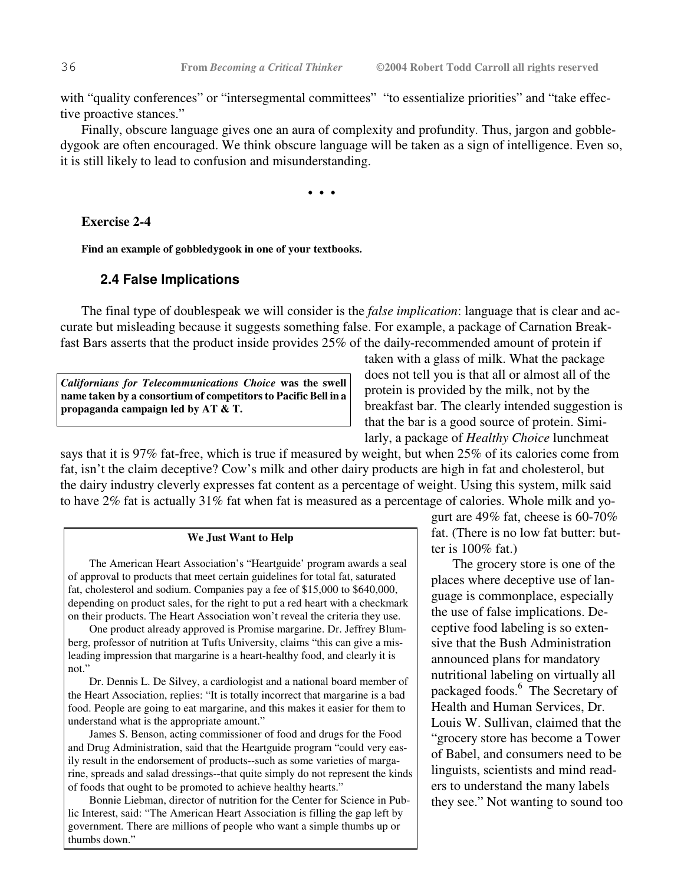with “quality conferences” or “intersegmental committees” “to essentialize priorities” and “take effective proactive stances.”

Finally, obscure language gives one an aura of complexity and profundity. Thus, jargon and gobbledygook are often encouraged. We think obscure language will be taken as a sign of intelligence. Even so, it is still likely to lead to confusion and misunderstanding.

• • •

**Exercise 2-4**

**Find an example of gobbledygook in one of your textbooks.**

### 2.4 False Implications

The final type of doublespeak we will consider is the *false implication*: language that is clear and accurate but misleading because it suggests something false. For example, a package of Carnation Breakfast Bars asserts that the product inside provides 25% of the daily-recommended amount of protein if taken with a glass of milk. What the package does not tell you is that all or almost all of the protein is provided by the milk, not by the breakfast bar. The clearly intended suggestion is that the bar is a good source of protein. Similarly, a package of *Healthy Choice* lunchmeat says that it is 97% fat-free, which is true if measured by weight, but when 25% of its calories come from fat, isn’t the claim deceptive? Cow’s milk and other dairy products are high in fat and cholesterol, but the dairy industry cleverly expresses fat content as a percentage of weight. Using this system, milk said to have 2% fat is actually 31% fat when fat is measured as a percentage of calories. Whole milk and yogurt are 49% fat, cheese is 60-70% fat. (There is no low fat butter: butter is 100% fat.)

***Californians for Telecommunications Choice*** **was the swell name taken by a consortium of competitors to Pacific Bell in a propaganda campaign led by AT & T.**

The grocery store is one of the places where deceptive use of language is commonplace, especially the use of false implications. Deceptive food labeling is so extensive that the Bush Administration announced plans for mandatory nutritional labeling on virtually all packaged foods.[6] The Secretary of Health and Human Services, Dr. Louis W. Sullivan, claimed that the “grocery store has become a Tower of Babel, and consumers need to be linguists, scientists and mind readers to understand the many labels they see.” Not wanting to sound too

**We Just Want to Help**

The American Heart Association’s “Heartguide’ program awards a seal of approval to products that meet certain guidelines for total fat, saturated fat, cholesterol and sodium. Companies pay a fee of $15,000 to $640,000, depending on product sales, for the right to put a red heart with a checkmark on their products. The Heart Association won’t reveal the criteria they use.

One product already approved is Promise margarine. Dr. Jeffrey Blumberg, professor of nutrition at Tufts University, claims “this can give a misleading impression that margarine is a heart-healthy food, and clearly it is not.”

Dr. Dennis L. De Silvey, a cardiologist and a national board member of the Heart Association, replies: “It is totally incorrect that margarine is a bad food. People are going to eat margarine, and this makes it easier for them to understand what is the appropriate amount.”

James S. Benson, acting commissioner of food and drugs for the Food and Drug Administration, said that the Heartguide program “could very easily result in the endorsement of products--such as some varieties of margarine, spreads and salad dressings--that quite simply do not represent the kinds of foods that ought to be promoted to achieve healthy hearts.”

Bonnie Liebman, director of nutrition for the Center for Science in Public Interest, said: “The American Heart Association is filling the gap left by government. There are millions of people who want a simple thumbs up or thumbs down.”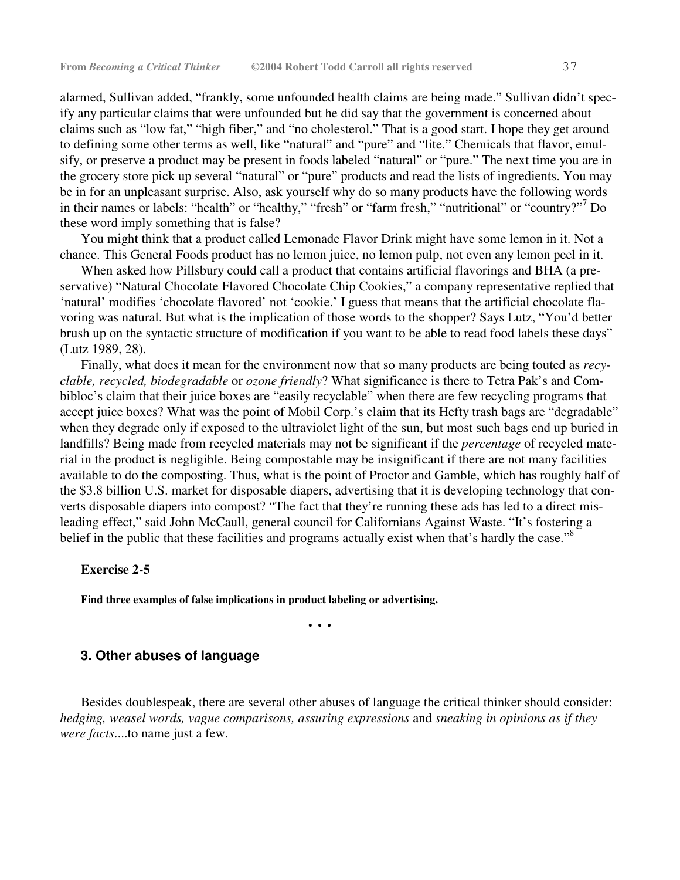alarmed, Sullivan added, "frankly, some unfounded health claims are being made." Sullivan didn't specify any particular claims that were unfounded but he did say that the government is concerned about claims such as "low fat," "high fiber," and "no cholesterol." That is a good start. I hope they get around to defining some other terms as well, like "natural" and "pure" and "lite." Chemicals that flavor, emulsify, or preserve a product may be present in foods labeled "natural" or "pure." The next time you are in the grocery store pick up several "natural" or "pure" products and read the lists of ingredients. You may be in for an unpleasant surprise. Also, ask yourself why do so many products have the following words in their names or labels: "health" or "healthy," "fresh" or "farm fresh," "nutritional" or "country?"[7] Do these word imply something that is false?

You might think that a product called Lemonade Flavor Drink might have some lemon in it. Not a chance. This General Foods product has no lemon juice, no lemon pulp, not even any lemon peel in it.

When asked how Pillsbury could call a product that contains artificial flavorings and BHA (a preservative) "Natural Chocolate Flavored Chocolate Chip Cookies," a company representative replied that 'natural' modifies 'chocolate flavored' not 'cookie.' I guess that means that the artificial chocolate flavoring was natural. But what is the implication of those words to the shopper? Says Lutz, "You'd better brush up on the syntactic structure of modification if you want to be able to read food labels these days" (Lutz 1989, 28).

Finally, what does it mean for the environment now that so many products are being touted as *recyclable, recycled, biodegradable* or *ozone friendly*? What significance is there to Tetra Pak's and Combibloc's claim that their juice boxes are "easily recyclable" when there are few recycling programs that accept juice boxes? What was the point of Mobil Corp.'s claim that its Hefty trash bags are "degradable" when they degrade only if exposed to the ultraviolet light of the sun, but most such bags end up buried in landfills? Being made from recycled materials may not be significant if the *percentage* of recycled material in the product is negligible. Being compostable may be insignificant if there are not many facilities available to do the composting. Thus, what is the point of Proctor and Gamble, which has roughly half of the $3.8 billion U.S. market for disposable diapers, advertising that it is developing technology that converts disposable diapers into compost? "The fact that they're running these ads has led to a direct misleading effect," said John McCaull, general council for Californians Against Waste. "It's fostering a belief in the public that these facilities and programs actually exist when that's hardly the case."[8]

**Exercise 2-5**

**Find three examples of false implications in product labeling or advertising.**

• • •

### 3. Other abuses of language

Besides doublespeak, there are several other abuses of language the critical thinker should consider: *hedging, weasel words, vague comparisons, assuring expressions* and *sneaking in opinions as if they were facts*....to name just a few.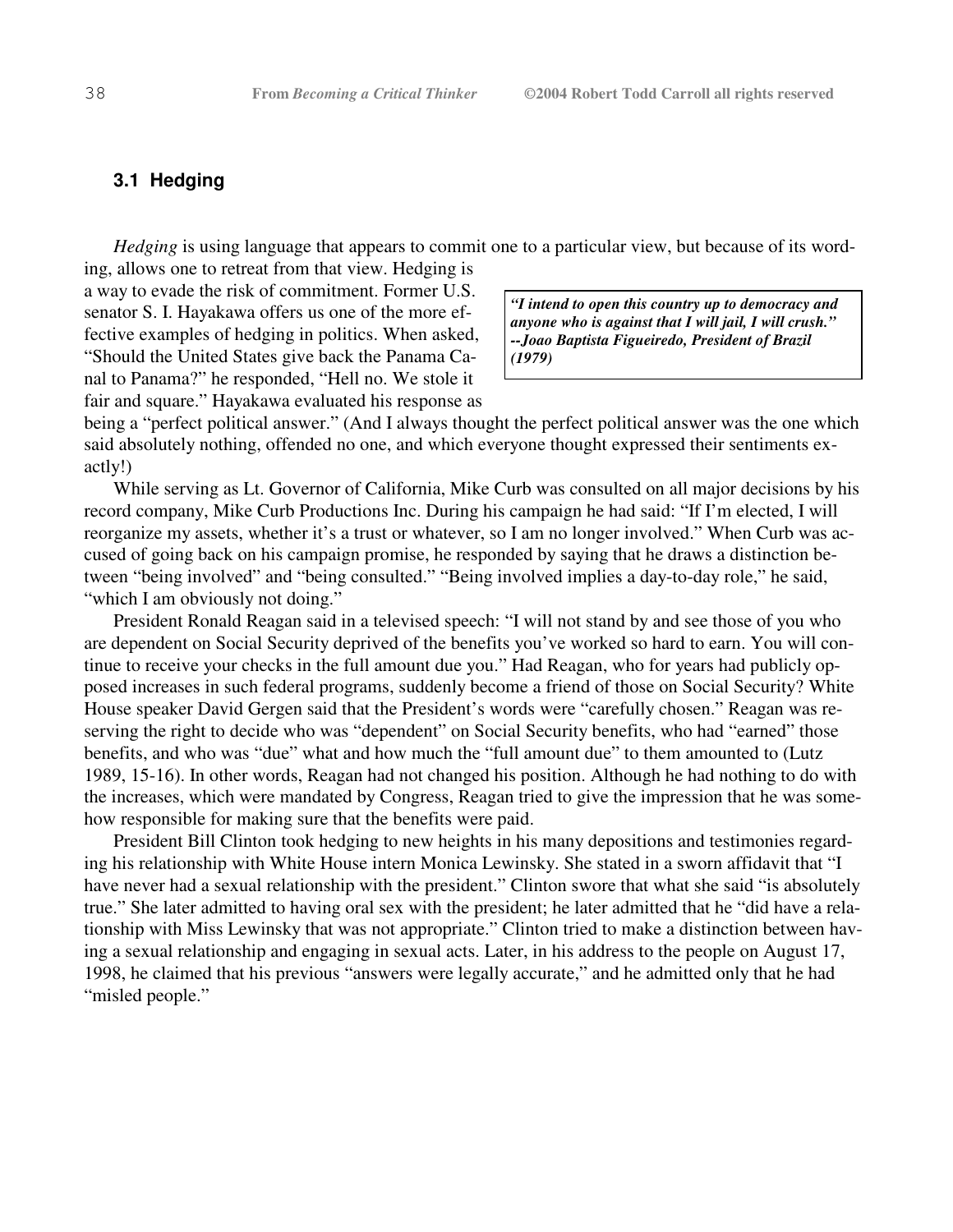### 3.1 Hedging

*Hedging* is using language that appears to commit one to a particular view, but because of its wording, allows one to retreat from that view. Hedging is a way to evade the risk of commitment. Former U.S. senator S. I. Hayakawa offers us one of the more effective examples of hedging in politics. When asked, "Should the United States give back the Panama Canal to Panama?" he responded, "Hell no. We stole it fair and square." Hayakawa evaluated his response as being a "perfect political answer." (And I always thought the perfect political answer was the one which said absolutely nothing, offended no one, and which everyone thought expressed their sentiments exactly!)

> ***"I intend to open this country up to democracy and anyone who is against that I will jail, I will crush." --Joao Baptista Figueiredo, President of Brazil (1979)***

While serving as Lt. Governor of California, Mike Curb was consulted on all major decisions by his record company, Mike Curb Productions Inc. During his campaign he had said: "If I'm elected, I will reorganize my assets, whether it's a trust or whatever, so I am no longer involved." When Curb was accused of going back on his campaign promise, he responded by saying that he draws a distinction between "being involved" and "being consulted." "Being involved implies a day-to-day role," he said, "which I am obviously not doing."

President Ronald Reagan said in a televised speech: "I will not stand by and see those of you who are dependent on Social Security deprived of the benefits you've worked so hard to earn. You will continue to receive your checks in the full amount due you." Had Reagan, who for years had publicly opposed increases in such federal programs, suddenly become a friend of those on Social Security? White House speaker David Gergen said that the President's words were "carefully chosen." Reagan was reserving the right to decide who was "dependent" on Social Security benefits, who had "earned" those benefits, and who was "due" what and how much the "full amount due" to them amounted to (Lutz 1989, 15-16). In other words, Reagan had not changed his position. Although he had nothing to do with the increases, which were mandated by Congress, Reagan tried to give the impression that he was somehow responsible for making sure that the benefits were paid.

President Bill Clinton took hedging to new heights in his many depositions and testimonies regarding his relationship with White House intern Monica Lewinsky. She stated in a sworn affidavit that "I have never had a sexual relationship with the president." Clinton swore that what she said "is absolutely true." She later admitted to having oral sex with the president; he later admitted that he "did have a relationship with Miss Lewinsky that was not appropriate." Clinton tried to make a distinction between having a sexual relationship and engaging in sexual acts. Later, in his address to the people on August 17, 1998, he claimed that his previous "answers were legally accurate," and he admitted only that he had "misled people."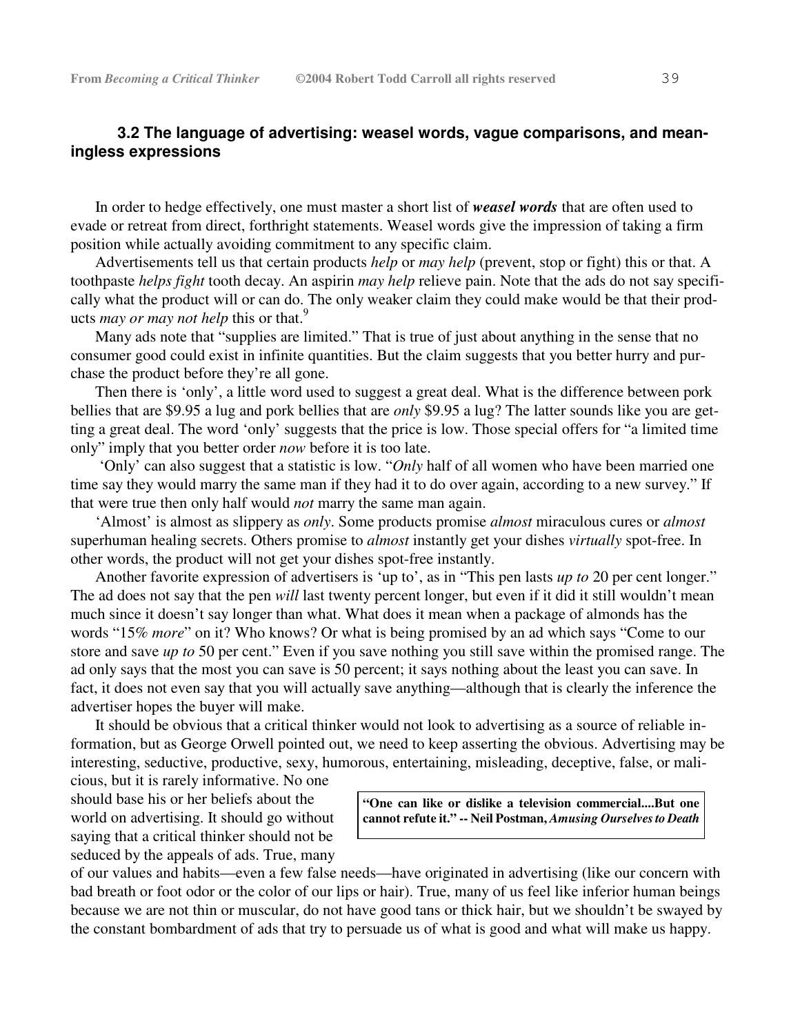### 3.2 The language of advertising: weasel words, vague comparisons, and meaningless expressions

In order to hedge effectively, one must master a short list of ***weasel words*** that are often used to evade or retreat from direct, forthright statements. Weasel words give the impression of taking a firm position while actually avoiding commitment to any specific claim.

Advertisements tell us that certain products *help* or *may help* (prevent, stop or fight) this or that. A toothpaste *helps fight* tooth decay. An aspirin *may help* relieve pain. Note that the ads do not say specifically what the product will or can do. The only weaker claim they could make would be that their products *may or may not help* this or that.[9]

Many ads note that "supplies are limited." That is true of just about anything in the sense that no consumer good could exist in infinite quantities. But the claim suggests that you better hurry and purchase the product before they're all gone.

Then there is 'only', a little word used to suggest a great deal. What is the difference between pork bellies that are $9.95 a lug and pork bellies that are *only* $9.95 a lug? The latter sounds like you are getting a great deal. The word 'only' suggests that the price is low. Those special offers for "a limited time only" imply that you better order *now* before it is too late.

'Only' can also suggest that a statistic is low. "*Only* half of all women who have been married one time say they would marry the same man if they had it to do over again, according to a new survey." If that were true then only half would *not* marry the same man again.

'Almost' is almost as slippery as *only*. Some products promise *almost* miraculous cures or *almost* superhuman healing secrets. Others promise to *almost* instantly get your dishes *virtually* spot-free. In other words, the product will not get your dishes spot-free instantly.

Another favorite expression of advertisers is 'up to', as in "This pen lasts *up to* 20 per cent longer." The ad does not say that the pen *will* last twenty percent longer, but even if it did it still wouldn't mean much since it doesn't say longer than what. What does it mean when a package of almonds has the words "15% *more*" on it? Who knows? Or what is being promised by an ad which says "Come to our store and save *up to* 50 per cent." Even if you save nothing you still save within the promised range. The ad only says that the most you can save is 50 percent; it says nothing about the least you can save. In fact, it does not even say that you will actually save anything—although that is clearly the inference the advertiser hopes the buyer will make.

It should be obvious that a critical thinker would not look to advertising as a source of reliable information, but as George Orwell pointed out, we need to keep asserting the obvious. Advertising may be interesting, seductive, productive, sexy, humorous, entertaining, misleading, deceptive, false, or malicious, but it is rarely informative. No one should base his or her beliefs about the world on advertising. It should go without saying that a critical thinker should not be seduced by the appeals of ads. True, many of our values and habits—even a few false needs—have originated in advertising (like our concern with bad breath or foot odor or the color of our lips or hair). True, many of us feel like inferior human beings because we are not thin or muscular, do not have good tans or thick hair, but we shouldn't be swayed by the constant bombardment of ads that try to persuade us of what is good and what will make us happy.

> **"One can like or dislike a television commercial....But one cannot refute it." -- Neil Postman, *Amusing Ourselves to Death***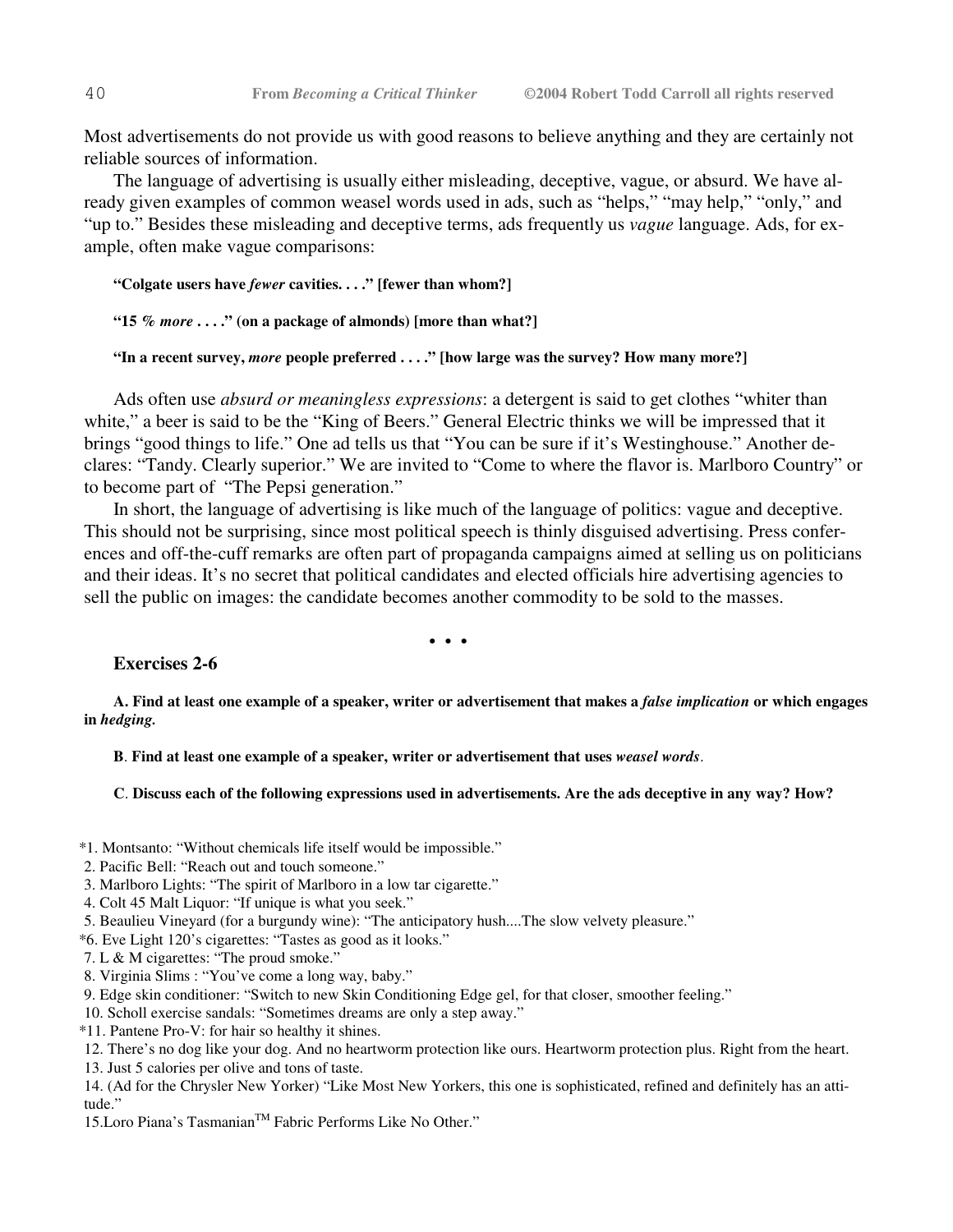Most advertisements do not provide us with good reasons to believe anything and they are certainly not reliable sources of information.

The language of advertising is usually either misleading, deceptive, vague, or absurd. We have already given examples of common weasel words used in ads, such as "helps," "may help," "only," and "up to." Besides these misleading and deceptive terms, ads frequently us *vague* language. Ads, for example, often make vague comparisons:

**"Colgate users have *fewer* cavities. . . ." [fewer than whom?]**

**"15 % *more* . . . ." (on a package of almonds) [more than what?]**

**"In a recent survey, *more* people preferred . . . ." [how large was the survey? How many more?]**

Ads often use *absurd or meaningless expressions*: a detergent is said to get clothes "whiter than white," a beer is said to be the "King of Beers." General Electric thinks we will be impressed that it brings "good things to life." One ad tells us that "You can be sure if it's Westinghouse." Another declares: "Tandy. Clearly superior." We are invited to "Come to where the flavor is. Marlboro Country" or to become part of "The Pepsi generation."

In short, the language of advertising is like much of the language of politics: vague and deceptive. This should not be surprising, since most political speech is thinly disguised advertising. Press conferences and off-the-cuff remarks are often part of propaganda campaigns aimed at selling us on politicians and their ideas. It's no secret that political candidates and elected officials hire advertising agencies to sell the public on images: the candidate becomes another commodity to be sold to the masses.

• • •

### Exercises 2-6

**A. Find at least one example of a speaker, writer or advertisement that makes a *false implication* or which engages in *hedging*.**

**B**. **Find at least one example of a speaker, writer or advertisement that uses *weasel words***.

**C**. **Discuss each of the following expressions used in advertisements. Are the ads deceptive in any way? How?**

*1. Montsanto: "Without chemicals life itself would be impossible."
2. Pacific Bell: "Reach out and touch someone."
3. Marlboro Lights: "The spirit of Marlboro in a low tar cigarette."
4. Colt 45 Malt Liquor: "If unique is what you seek."
5. Beaulieu Vineyard (for a burgundy wine): "The anticipatory hush....The slow velvety pleasure."
*6. Eve Light 120's cigarettes: "Tastes as good as it looks."
7. L & M cigarettes: "The proud smoke."
8. Virginia Slims : "You've come a long way, baby."
9. Edge skin conditioner: "Switch to new Skin Conditioning Edge gel, for that closer, smoother feeling."
10. Scholl exercise sandals: "Sometimes dreams are only a step away."
*11. Pantene Pro-V: for hair so healthy it shines.
12. There's no dog like your dog. And no heartworm protection like ours. Heartworm protection plus. Right from the heart.
13. Just 5 calories per olive and tons of taste.
14. (Ad for the Chrysler New Yorker) "Like Most New Yorkers, this one is sophisticated, refined and definitely has an attitude."
15.Loro Piana's Tasmanian™ Fabric Performs Like No Other."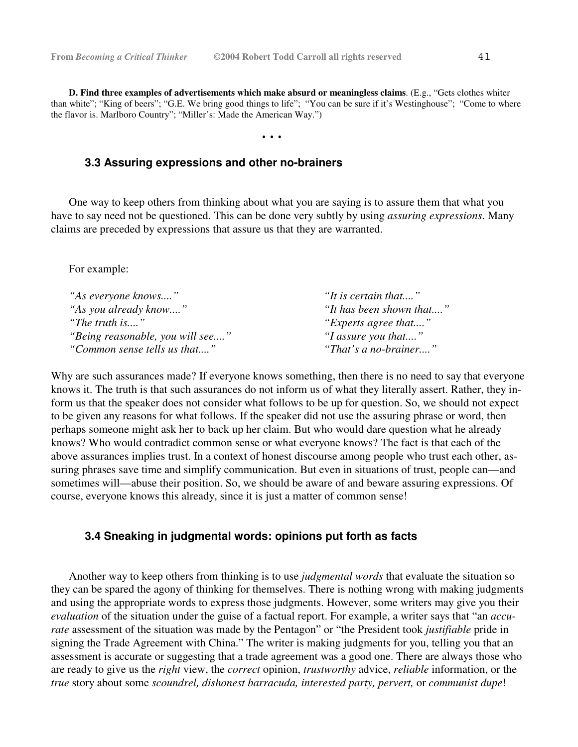**D. Find three examples of advertisements which make absurd or meaningless claims**. (E.g., "Gets clothes whiter than white"; "King of beers"; "G.E. We bring good things to life"; "You can be sure if it's Westinghouse"; "Come to where the flavor is. Marlboro Country"; "Miller's: Made the American Way.")

• • •

### 3.3 Assuring expressions and other no-brainers

One way to keep others from thinking about what you are saying is to assure them that what you have to say need not be questioned. This can be done very subtly by using *assuring expressions*. Many claims are preceded by expressions that assure us that they are warranted.

For example:

*"As everyone knows...."*
*"As you already know...."*
*"The truth is...."*
*"Being reasonable, you will see...."*
*"Common sense tells us that...."*
*"It is certain that...."*
*"It has been shown that...."*
*"Experts agree that...."*
*"I assure you that...."*
*"That's a no-brainer...."*

Why are such assurances made? If everyone knows something, then there is no need to say that everyone knows it. The truth is that such assurances do not inform us of what they literally assert. Rather, they inform us that the speaker does not consider what follows to be up for question. So, we should not expect to be given any reasons for what follows. If the speaker did not use the assuring phrase or word, then perhaps someone might ask her to back up her claim. But who would dare question what he already knows? Who would contradict common sense or what everyone knows? The fact is that each of the above assurances implies trust. In a context of honest discourse among people who trust each other, assuring phrases save time and simplify communication. But even in situations of trust, people can—and sometimes will—abuse their position. So, we should be aware of and beware assuring expressions. Of course, everyone knows this already, since it is just a matter of common sense!

### 3.4 Sneaking in judgmental words: opinions put forth as facts

Another way to keep others from thinking is to use *judgmental words* that evaluate the situation so they can be spared the agony of thinking for themselves. There is nothing wrong with making judgments and using the appropriate words to express those judgments. However, some writers may give you their *evaluation* of the situation under the guise of a factual report. For example, a writer says that "an *accurate* assessment of the situation was made by the Pentagon" or "the President took *justifiable* pride in signing the Trade Agreement with China." The writer is making judgments for you, telling you that an assessment is accurate or suggesting that a trade agreement was a good one. There are always those who are ready to give us the *right* view, the *correct* opinion, *trustworthy* advice, *reliable* information, or the *true* story about some *scoundrel, dishonest barracuda, interested party, pervert,* or *communist dupe*!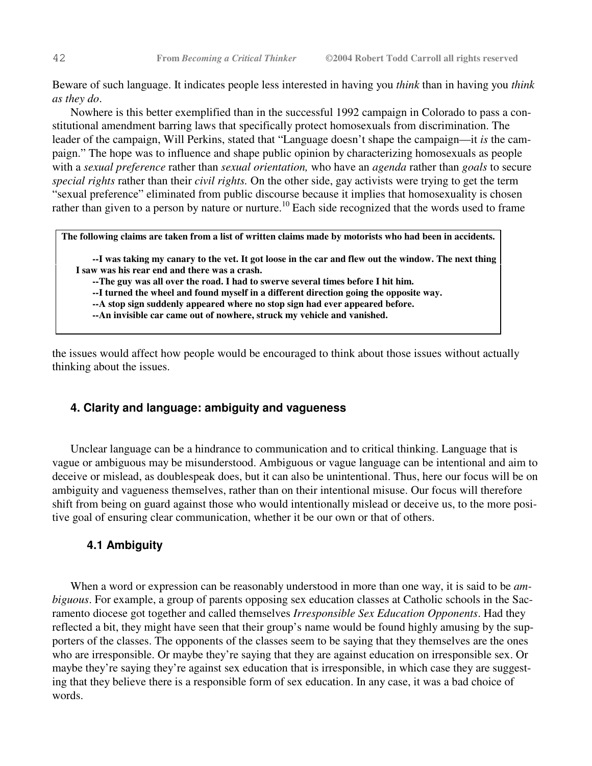Beware of such language. It indicates people less interested in having you *think* than in having you *think as they do*.

Nowhere is this better exemplified than in the successful 1992 campaign in Colorado to pass a constitutional amendment barring laws that specifically protect homosexuals from discrimination. The leader of the campaign, Will Perkins, stated that "Language doesn't shape the campaign—it *is* the campaign." The hope was to influence and shape public opinion by characterizing homosexuals as people with a *sexual preference* rather than *sexual orientation,* who have an *agenda* rather than *goals* to secure *special rights* rather than their *civil rights.* On the other side, gay activists were trying to get the term "sexual preference" eliminated from public discourse because it implies that homosexuality is chosen rather than given to a person by nature or nurture.[10] Each side recognized that the words used to frame the issues would affect how people would be encouraged to think about those issues without actually thinking about the issues.

> **The following claims are taken from a list of written claims made by motorists who had been in accidents.**
>
> **--I was taking my canary to the vet. It got loose in the car and flew out the window. The next thing I saw was his rear end and there was a crash.**
> **--The guy was all over the road. I had to swerve several times before I hit him.**
> **--I turned the wheel and found myself in a different direction going the opposite way.**
> **--A stop sign suddenly appeared where no stop sign had ever appeared before.**
> **--An invisible car came out of nowhere, struck my vehicle and vanished.**

## 4. Clarity and language: ambiguity and vagueness

Unclear language can be a hindrance to communication and to critical thinking. Language that is vague or ambiguous may be misunderstood. Ambiguous or vague language can be intentional and aim to deceive or mislead, as doublespeak does, but it can also be unintentional. Thus, here our focus will be on ambiguity and vagueness themselves, rather than on their intentional misuse. Our focus will therefore shift from being on guard against those who would intentionally mislead or deceive us, to the more positive goal of ensuring clear communication, whether it be our own or that of others.

### 4.1 Ambiguity

When a word or expression can be reasonably understood in more than one way, it is said to be *ambiguous*. For example, a group of parents opposing sex education classes at Catholic schools in the Sacramento diocese got together and called themselves *Irresponsible Sex Education Opponents*. Had they reflected a bit, they might have seen that their group's name would be found highly amusing by the supporters of the classes. The opponents of the classes seem to be saying that they themselves are the ones who are irresponsible. Or maybe they're saying that they are against education on irresponsible sex. Or maybe they're saying they're against sex education that is irresponsible, in which case they are suggesting that they believe there is a responsible form of sex education. In any case, it was a bad choice of words.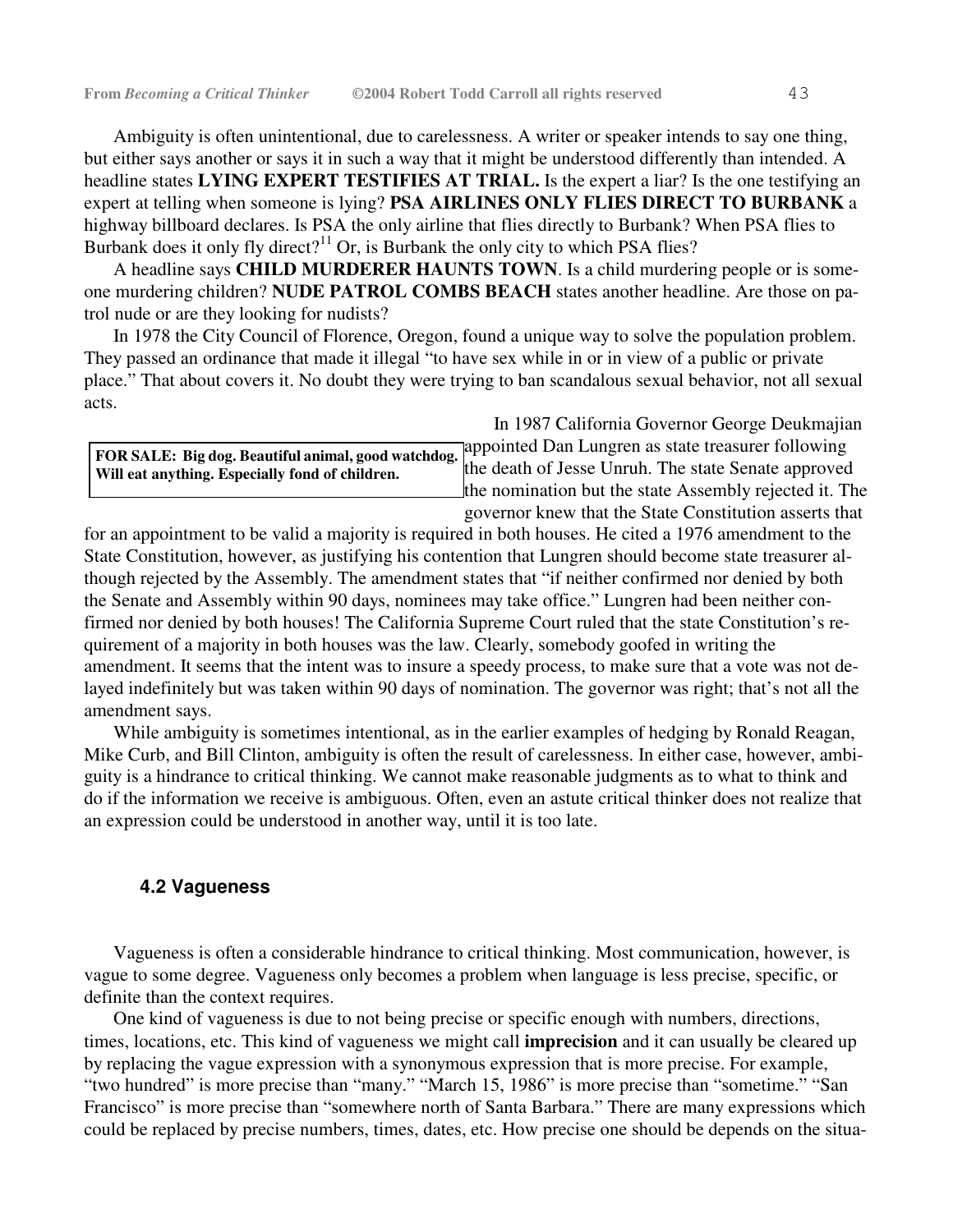Ambiguity is often unintentional, due to carelessness. A writer or speaker intends to say one thing, but either says another or says it in such a way that it might be understood differently than intended. A headline states **LYING EXPERT TESTIFIES AT TRIAL.** Is the expert a liar? Is the one testifying an expert at telling when someone is lying? **PSA AIRLINES ONLY FLIES DIRECT TO BURBANK** a highway billboard declares. Is PSA the only airline that flies directly to Burbank? When PSA flies to Burbank does it only fly direct?[11] Or, is Burbank the only city to which PSA flies?

A headline says **CHILD MURDERER HAUNTS TOWN**. Is a child murdering people or is someone murdering children? **NUDE PATROL COMBS BEACH** states another headline. Are those on patrol nude or are they looking for nudists?

In 1978 the City Council of Florence, Oregon, found a unique way to solve the population problem. They passed an ordinance that made it illegal "to have sex while in or in view of a public or private place." That about covers it. No doubt they were trying to ban scandalous sexual behavior, not all sexual acts.

**FOR SALE: Big dog. Beautiful animal, good watchdog. Will eat anything. Especially fond of children.**

In 1987 California Governor George Deukmajian appointed Dan Lungren as state treasurer following the death of Jesse Unruh. The state Senate approved the nomination but the state Assembly rejected it. The governor knew that the State Constitution asserts that for an appointment to be valid a majority is required in both houses. He cited a 1976 amendment to the State Constitution, however, as justifying his contention that Lungren should become state treasurer although rejected by the Assembly. The amendment states that "if neither confirmed nor denied by both the Senate and Assembly within 90 days, nominees may take office." Lungren had been neither confirmed nor denied by both houses! The California Supreme Court ruled that the state Constitution's requirement of a majority in both houses was the law. Clearly, somebody goofed in writing the amendment. It seems that the intent was to insure a speedy process, to make sure that a vote was not delayed indefinitely but was taken within 90 days of nomination. The governor was right; that's not all the amendment says.

While ambiguity is sometimes intentional, as in the earlier examples of hedging by Ronald Reagan, Mike Curb, and Bill Clinton, ambiguity is often the result of carelessness. In either case, however, ambiguity is a hindrance to critical thinking. We cannot make reasonable judgments as to what to think and do if the information we receive is ambiguous. Often, even an astute critical thinker does not realize that an expression could be understood in another way, until it is too late.

### 4.2 Vagueness

Vagueness is often a considerable hindrance to critical thinking. Most communication, however, is vague to some degree. Vagueness only becomes a problem when language is less precise, specific, or definite than the context requires.

One kind of vagueness is due to not being precise or specific enough with numbers, directions, times, locations, etc. This kind of vagueness we might call **imprecision** and it can usually be cleared up by replacing the vague expression with a synonymous expression that is more precise. For example, "two hundred" is more precise than "many." "March 15, 1986" is more precise than "sometime." "San Francisco" is more precise than "somewhere north of Santa Barbara." There are many expressions which could be replaced by precise numbers, times, dates, etc. How precise one should be depends on the situa-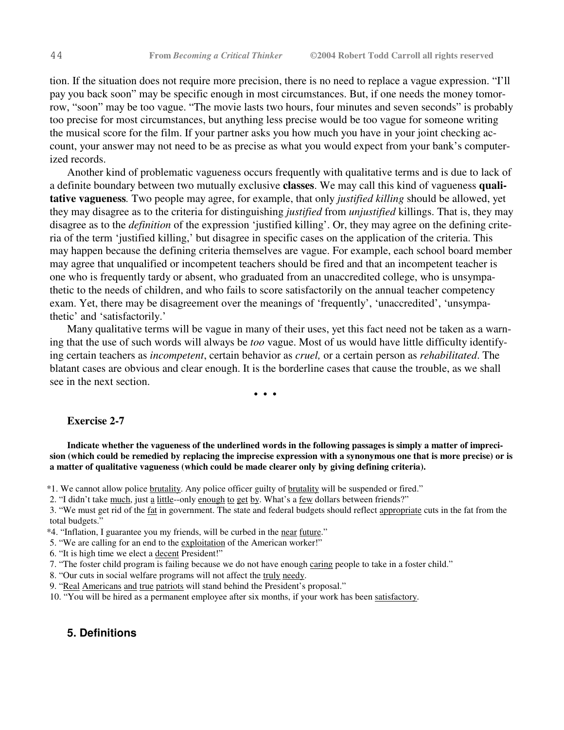tion. If the situation does not require more precision, there is no need to replace a vague expression. "I'll pay you back soon" may be specific enough in most circumstances. But, if one needs the money tomorrow, "soon" may be too vague. "The movie lasts two hours, four minutes and seven seconds" is probably too precise for most circumstances, but anything less precise would be too vague for someone writing the musical score for the film. If your partner asks you how much you have in your joint checking account, your answer may not need to be as precise as what you would expect from your bank's computerized records.

Another kind of problematic vagueness occurs frequently with qualitative terms and is due to lack of a definite boundary between two mutually exclusive **classes**. We may call this kind of vagueness **qualitative vagueness**. Two people may agree, for example, that only *justified killing* should be allowed, yet they may disagree as to the criteria for distinguishing *justified* from *unjustified* killings. That is, they may disagree as to the *definition* of the expression 'justified killing'. Or, they may agree on the defining criteria of the term 'justified killing,' but disagree in specific cases on the application of the criteria. This may happen because the defining criteria themselves are vague. For example, each school board member may agree that unqualified or incompetent teachers should be fired and that an incompetent teacher is one who is frequently tardy or absent, who graduated from an unaccredited college, who is unsympathetic to the needs of children, and who fails to score satisfactorily on the annual teacher competency exam. Yet, there may be disagreement over the meanings of 'frequently', 'unaccredited', 'unsympathetic' and 'satisfactorily.'

Many qualitative terms will be vague in many of their uses, yet this fact need not be taken as a warning that the use of such words will always be *too* vague. Most of us would have little difficulty identifying certain teachers as *incompetent*, certain behavior as *cruel,* or a certain person as *rehabilitated*. The blatant cases are obvious and clear enough. It is the borderline cases that cause the trouble, as we shall see in the next section.

• • •

### Exercise 2-7

**Indicate whether the vagueness of the underlined words in the following passages is simply a matter of imprecision (which could be remedied by replacing the imprecise expression with a synonymous one that is more precise) or is a matter of qualitative vagueness (which could be made clearer only by giving defining criteria).**

*1. We cannot allow police <u>brutality</u>. Any police officer guilty of <u>brutality</u> will be suspended or fired."

2. "I didn't take <u>much</u>, just <u>a</u> <u>little</u>--only <u>enough</u> <u>to</u> <u>get</u> <u>by</u>. What's a <u>few</u> dollars between friends?"

3. "We must get rid of the <u>fat</u> in government. The state and federal budgets should reflect <u>appropriate</u> cuts in the fat from the total budgets."

*4. "Inflation, I guarantee you my friends, will be curbed in the <u>near</u> <u>future</u>."

5. "We are calling for an end to the <u>exploitation</u> of the American worker!"

6. "It is high time we elect a <u>decent</u> President!"

7. "The foster child program is failing because we do not have enough <u>caring</u> people to take in a foster child."

8. "Our cuts in social welfare programs will not affect the <u>truly</u> <u>needy</u>.

9. "<u>Real</u> <u>Americans</u> <u>and</u> <u>true</u> <u>patriots</u> will stand behind the President's proposal."

10. "You will be hired as a permanent employee after six months, if your work has been <u>satisfactory</u>.

## 5. Definitions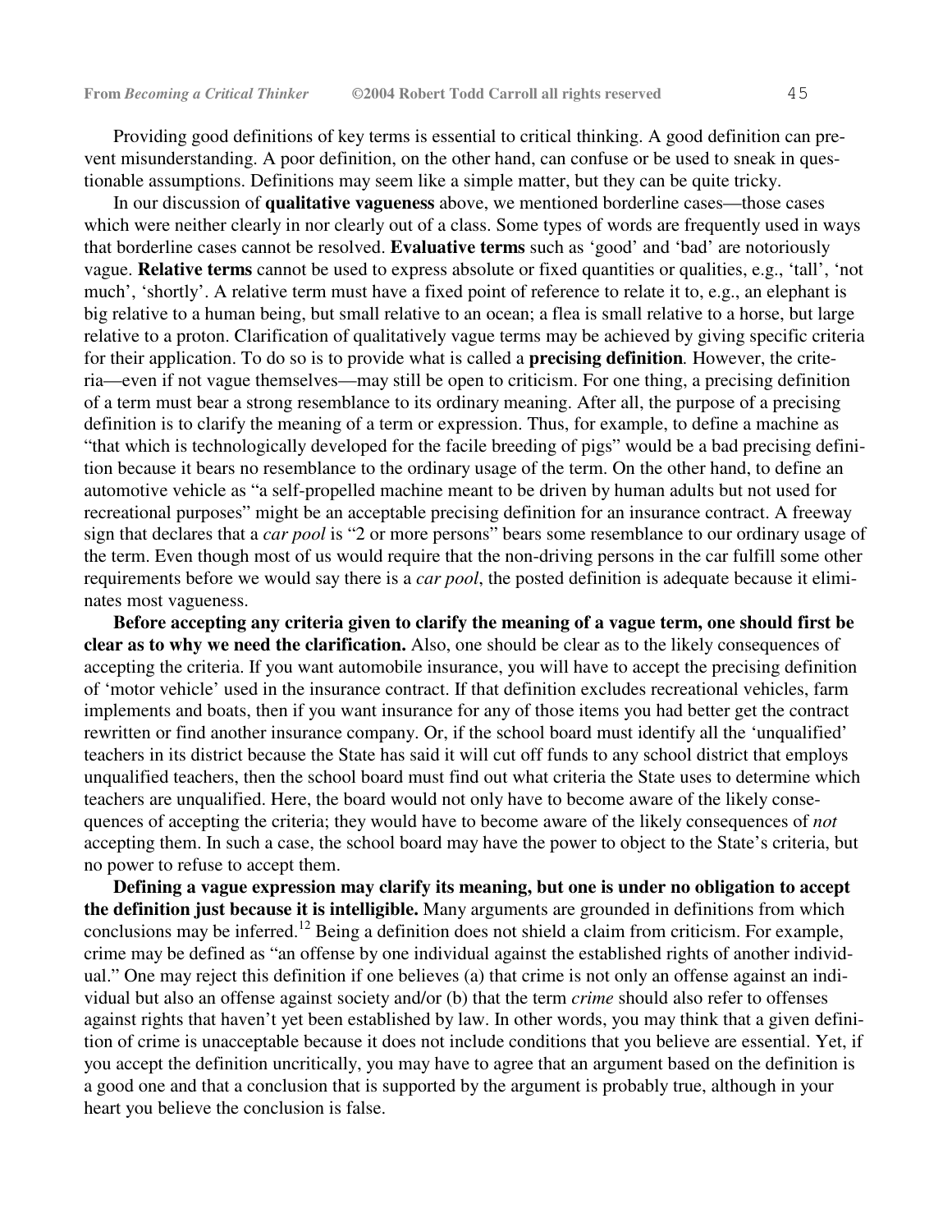Providing good definitions of key terms is essential to critical thinking. A good definition can prevent misunderstanding. A poor definition, on the other hand, can confuse or be used to sneak in questionable assumptions. Definitions may seem like a simple matter, but they can be quite tricky.

In our discussion of **qualitative vagueness** above, we mentioned borderline cases—those cases which were neither clearly in nor clearly out of a class. Some types of words are frequently used in ways that borderline cases cannot be resolved. **Evaluative terms** such as 'good' and 'bad' are notoriously vague. **Relative terms** cannot be used to express absolute or fixed quantities or qualities, e.g., 'tall', 'not much', 'shortly'. A relative term must have a fixed point of reference to relate it to, e.g., an elephant is big relative to a human being, but small relative to an ocean; a flea is small relative to a horse, but large relative to a proton. Clarification of qualitatively vague terms may be achieved by giving specific criteria for their application. To do so is to provide what is called a **precising definition***.* However, the criteria—even if not vague themselves—may still be open to criticism. For one thing, a precising definition of a term must bear a strong resemblance to its ordinary meaning. After all, the purpose of a precising definition is to clarify the meaning of a term or expression. Thus, for example, to define a machine as "that which is technologically developed for the facile breeding of pigs" would be a bad precising definition because it bears no resemblance to the ordinary usage of the term. On the other hand, to define an automotive vehicle as "a self-propelled machine meant to be driven by human adults but not used for recreational purposes" might be an acceptable precising definition for an insurance contract. A freeway sign that declares that a *car pool* is "2 or more persons" bears some resemblance to our ordinary usage of the term. Even though most of us would require that the non-driving persons in the car fulfill some other requirements before we would say there is a *car pool*, the posted definition is adequate because it eliminates most vagueness.

**Before accepting any criteria given to clarify the meaning of a vague term, one should first be clear as to why we need the clarification.** Also, one should be clear as to the likely consequences of accepting the criteria. If you want automobile insurance, you will have to accept the precising definition of 'motor vehicle' used in the insurance contract. If that definition excludes recreational vehicles, farm implements and boats, then if you want insurance for any of those items you had better get the contract rewritten or find another insurance company. Or, if the school board must identify all the 'unqualified' teachers in its district because the State has said it will cut off funds to any school district that employs unqualified teachers, then the school board must find out what criteria the State uses to determine which teachers are unqualified. Here, the board would not only have to become aware of the likely consequences of accepting the criteria; they would have to become aware of the likely consequences of *not* accepting them. In such a case, the school board may have the power to object to the State's criteria, but no power to refuse to accept them.

**Defining a vague expression may clarify its meaning, but one is under no obligation to accept the definition just because it is intelligible.** Many arguments are grounded in definitions from which conclusions may be inferred.[12] Being a definition does not shield a claim from criticism. For example, crime may be defined as "an offense by one individual against the established rights of another individual." One may reject this definition if one believes (a) that crime is not only an offense against an individual but also an offense against society and/or (b) that the term *crime* should also refer to offenses against rights that haven't yet been established by law. In other words, you may think that a given definition of crime is unacceptable because it does not include conditions that you believe are essential. Yet, if you accept the definition uncritically, you may have to agree that an argument based on the definition is a good one and that a conclusion that is supported by the argument is probably true, although in your heart you believe the conclusion is false.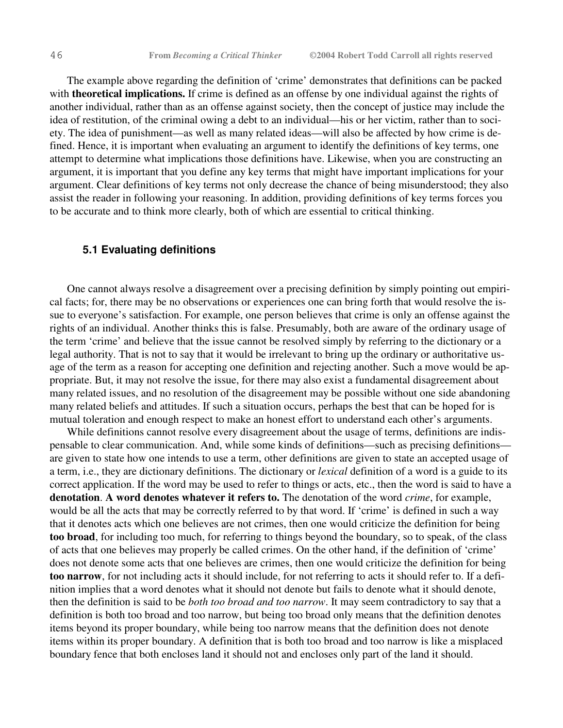The example above regarding the definition of 'crime' demonstrates that definitions can be packed with **theoretical implications.** If crime is defined as an offense by one individual against the rights of another individual, rather than as an offense against society, then the concept of justice may include the idea of restitution, of the criminal owing a debt to an individual—his or her victim, rather than to society. The idea of punishment—as well as many related ideas—will also be affected by how crime is defined. Hence, it is important when evaluating an argument to identify the definitions of key terms, one attempt to determine what implications those definitions have. Likewise, when you are constructing an argument, it is important that you define any key terms that might have important implications for your argument. Clear definitions of key terms not only decrease the chance of being misunderstood; they also assist the reader in following your reasoning. In addition, providing definitions of key terms forces you to be accurate and to think more clearly, both of which are essential to critical thinking.

### 5.1 Evaluating definitions

One cannot always resolve a disagreement over a precising definition by simply pointing out empirical facts; for, there may be no observations or experiences one can bring forth that would resolve the issue to everyone's satisfaction. For example, one person believes that crime is only an offense against the rights of an individual. Another thinks this is false. Presumably, both are aware of the ordinary usage of the term 'crime' and believe that the issue cannot be resolved simply by referring to the dictionary or a legal authority. That is not to say that it would be irrelevant to bring up the ordinary or authoritative usage of the term as a reason for accepting one definition and rejecting another. Such a move would be appropriate. But, it may not resolve the issue, for there may also exist a fundamental disagreement about many related issues, and no resolution of the disagreement may be possible without one side abandoning many related beliefs and attitudes. If such a situation occurs, perhaps the best that can be hoped for is mutual toleration and enough respect to make an honest effort to understand each other's arguments.

While definitions cannot resolve every disagreement about the usage of terms, definitions are indispensable to clear communication. And, while some kinds of definitions—such as precising definitions—are given to state how one intends to use a term, other definitions are given to state an accepted usage of a term, i.e., they are dictionary definitions. The dictionary or *lexical* definition of a word is a guide to its correct application. If the word may be used to refer to things or acts, etc., then the word is said to have a **denotation**. **A word denotes whatever it refers to.** The denotation of the word *crime*, for example, would be all the acts that may be correctly referred to by that word. If 'crime' is defined in such a way that it denotes acts which one believes are not crimes, then one would criticize the definition for being **too broad**, for including too much, for referring to things beyond the boundary, so to speak, of the class of acts that one believes may properly be called crimes. On the other hand, if the definition of 'crime' does not denote some acts that one believes are crimes, then one would criticize the definition for being **too narrow**, for not including acts it should include, for not referring to acts it should refer to. If a definition implies that a word denotes what it should not denote but fails to denote what it should denote, then the definition is said to be *both too broad and too narrow*. It may seem contradictory to say that a definition is both too broad and too narrow, but being too broad only means that the definition denotes items beyond its proper boundary, while being too narrow means that the definition does not denote items within its proper boundary. A definition that is both too broad and too narrow is like a misplaced boundary fence that both encloses land it should not and encloses only part of the land it should.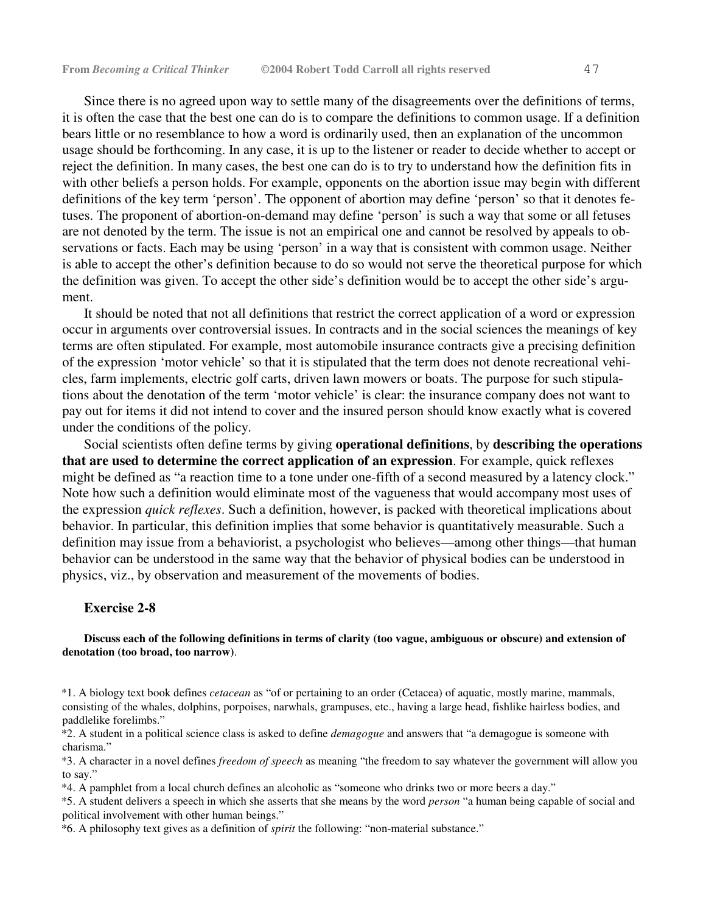Since there is no agreed upon way to settle many of the disagreements over the definitions of terms, it is often the case that the best one can do is to compare the definitions to common usage. If a definition bears little or no resemblance to how a word is ordinarily used, then an explanation of the uncommon usage should be forthcoming. In any case, it is up to the listener or reader to decide whether to accept or reject the definition. In many cases, the best one can do is to try to understand how the definition fits in with other beliefs a person holds. For example, opponents on the abortion issue may begin with different definitions of the key term 'person'. The opponent of abortion may define 'person' so that it denotes fetuses. The proponent of abortion-on-demand may define 'person' is such a way that some or all fetuses are not denoted by the term. The issue is not an empirical one and cannot be resolved by appeals to observations or facts. Each may be using 'person' in a way that is consistent with common usage. Neither is able to accept the other's definition because to do so would not serve the theoretical purpose for which the definition was given. To accept the other side's definition would be to accept the other side's argument.

It should be noted that not all definitions that restrict the correct application of a word or expression occur in arguments over controversial issues. In contracts and in the social sciences the meanings of key terms are often stipulated. For example, most automobile insurance contracts give a precising definition of the expression 'motor vehicle' so that it is stipulated that the term does not denote recreational vehicles, farm implements, electric golf carts, driven lawn mowers or boats. The purpose for such stipulations about the denotation of the term 'motor vehicle' is clear: the insurance company does not want to pay out for items it did not intend to cover and the insured person should know exactly what is covered under the conditions of the policy.

Social scientists often define terms by giving **operational definitions**, by **describing the operations that are used to determine the correct application of an expression**. For example, quick reflexes might be defined as "a reaction time to a tone under one-fifth of a second measured by a latency clock." Note how such a definition would eliminate most of the vagueness that would accompany most uses of the expression *quick reflexes*. Such a definition, however, is packed with theoretical implications about behavior. In particular, this definition implies that some behavior is quantitatively measurable. Such a definition may issue from a behaviorist, a psychologist who believes—among other things—that human behavior can be understood in the same way that the behavior of physical bodies can be understood in physics, viz., by observation and measurement of the movements of bodies.

### Exercise 2-8

**Discuss each of the following definitions in terms of clarity (too vague, ambiguous or obscure) and extension of denotation (too broad, too narrow)**.

*1. A biology text book defines *cetacean* as "of or pertaining to an order (Cetacea) of aquatic, mostly marine, mammals, consisting of the whales, dolphins, porpoises, narwhals, grampuses, etc., having a large head, fishlike hairless bodies, and paddlelike forelimbs."

*2. A student in a political science class is asked to define *demagogue* and answers that "a demagogue is someone with charisma."

*3. A character in a novel defines *freedom of speech* as meaning "the freedom to say whatever the government will allow you to say."

*4. A pamphlet from a local church defines an alcoholic as "someone who drinks two or more beers a day."

*5. A student delivers a speech in which she asserts that she means by the word *person* "a human being capable of social and political involvement with other human beings."

*6. A philosophy text gives as a definition of *spirit* the following: "non-material substance."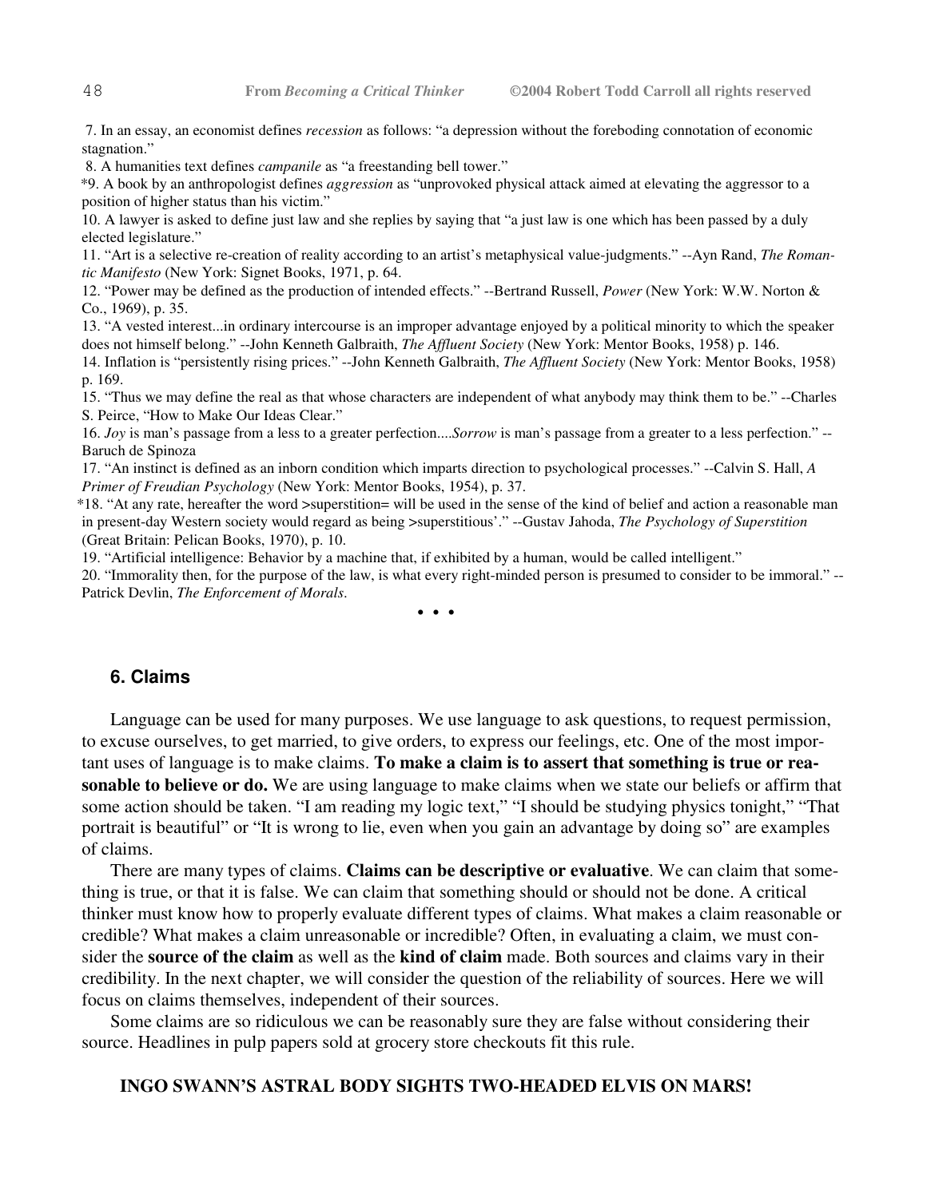7. In an essay, an economist defines *recession* as follows: "a depression without the foreboding connotation of economic stagnation."

8. A humanities text defines *campanile* as "a freestanding bell tower."

*9. A book by an anthropologist defines *aggression* as "unprovoked physical attack aimed at elevating the aggressor to a position of higher status than his victim."

10. A lawyer is asked to define just law and she replies by saying that "a just law is one which has been passed by a duly elected legislature."

11. "Art is a selective re-creation of reality according to an artist's metaphysical value-judgments." --Ayn Rand, *The Romantic Manifesto* (New York: Signet Books, 1971, p. 64.

12. "Power may be defined as the production of intended effects." --Bertrand Russell, *Power* (New York: W.W. Norton & Co., 1969), p. 35.

13. "A vested interest...in ordinary intercourse is an improper advantage enjoyed by a political minority to which the speaker does not himself belong." --John Kenneth Galbraith, *The Affluent Society* (New York: Mentor Books, 1958) p. 146.

14. Inflation is "persistently rising prices." --John Kenneth Galbraith, *The Affluent Society* (New York: Mentor Books, 1958) p. 169.

15. "Thus we may define the real as that whose characters are independent of what anybody may think them to be." --Charles S. Peirce, "How to Make Our Ideas Clear."

16. *Joy* is man's passage from a less to a greater perfection....*Sorrow* is man's passage from a greater to a less perfection." --Baruch de Spinoza

17. "An instinct is defined as an inborn condition which imparts direction to psychological processes." --Calvin S. Hall, *A Primer of Freudian Psychology* (New York: Mentor Books, 1954), p. 37.

*18. "At any rate, hereafter the word >superstition= will be used in the sense of the kind of belief and action a reasonable man in present-day Western society would regard as being >superstitious'." --Gustav Jahoda, *The Psychology of Superstition* (Great Britain: Pelican Books, 1970), p. 10.

19. "Artificial intelligence: Behavior by a machine that, if exhibited by a human, would be called intelligent."

20. "Immorality then, for the purpose of the law, is what every right-minded person is presumed to consider to be immoral." --Patrick Devlin, *The Enforcement of Morals*.

• • •

## 6. Claims

Language can be used for many purposes. We use language to ask questions, to request permission, to excuse ourselves, to get married, to give orders, to express our feelings, etc. One of the most important uses of language is to make claims. **To make a claim is to assert that something is true or reasonable to believe or do.** We are using language to make claims when we state our beliefs or affirm that some action should be taken. "I am reading my logic text," "I should be studying physics tonight," "That portrait is beautiful" or "It is wrong to lie, even when you gain an advantage by doing so" are examples of claims.

There are many types of claims. **Claims can be descriptive or evaluative**. We can claim that something is true, or that it is false. We can claim that something should or should not be done. A critical thinker must know how to properly evaluate different types of claims. What makes a claim reasonable or credible? What makes a claim unreasonable or incredible? Often, in evaluating a claim, we must consider the **source of the claim** as well as the **kind of claim** made. Both sources and claims vary in their credibility. In the next chapter, we will consider the question of the reliability of sources. Here we will focus on claims themselves, independent of their sources.

Some claims are so ridiculous we can be reasonably sure they are false without considering their source. Headlines in pulp papers sold at grocery store checkouts fit this rule.

**INGO SWANN'S ASTRAL BODY SIGHTS TWO-HEADED ELVIS ON MARS!**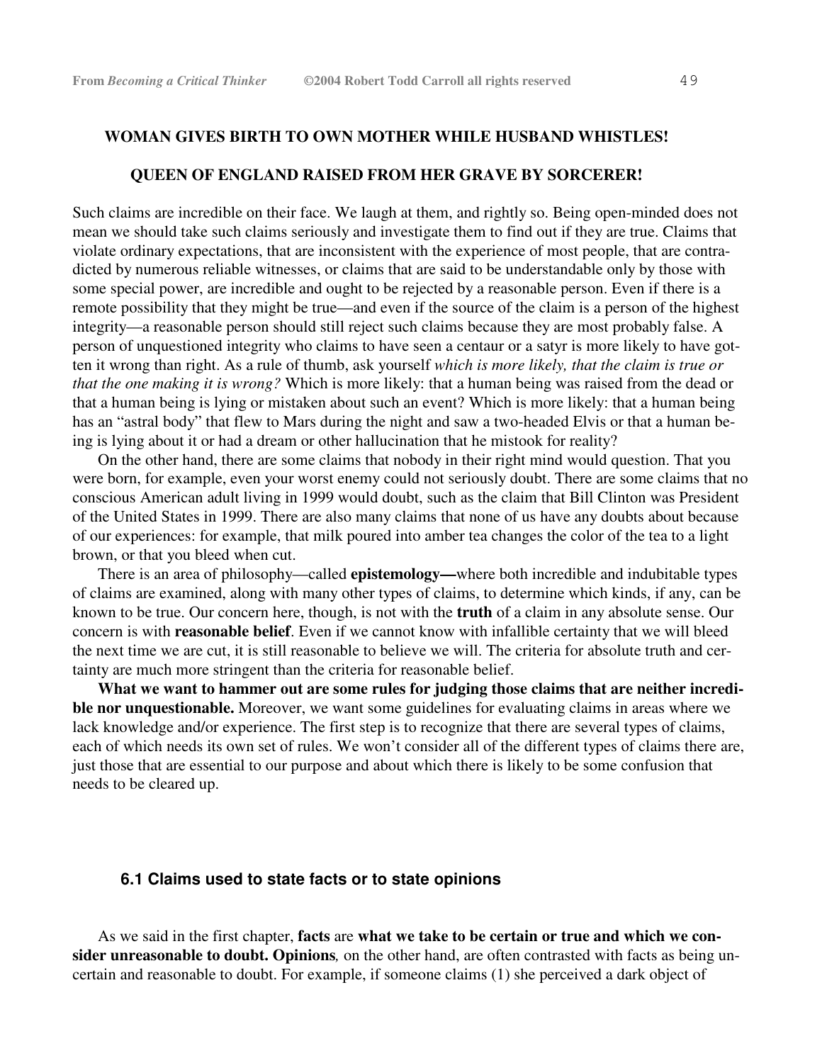**WOMAN GIVES BIRTH TO OWN MOTHER WHILE HUSBAND WHISTLES!**

**QUEEN OF ENGLAND RAISED FROM HER GRAVE BY SORCERER!**

Such claims are incredible on their face. We laugh at them, and rightly so. Being open-minded does not mean we should take such claims seriously and investigate them to find out if they are true. Claims that violate ordinary expectations, that are inconsistent with the experience of most people, that are contradicted by numerous reliable witnesses, or claims that are said to be understandable only by those with some special power, are incredible and ought to be rejected by a reasonable person. Even if there is a remote possibility that they might be true—and even if the source of the claim is a person of the highest integrity—a reasonable person should still reject such claims because they are most probably false. A person of unquestioned integrity who claims to have seen a centaur or a satyr is more likely to have gotten it wrong than right. As a rule of thumb, ask yourself *which is more likely, that the claim is true or that the one making it is wrong?* Which is more likely: that a human being was raised from the dead or that a human being is lying or mistaken about such an event? Which is more likely: that a human being has an "astral body" that flew to Mars during the night and saw a two-headed Elvis or that a human being is lying about it or had a dream or other hallucination that he mistook for reality?

On the other hand, there are some claims that nobody in their right mind would question. That you were born, for example, even your worst enemy could not seriously doubt. There are some claims that no conscious American adult living in 1999 would doubt, such as the claim that Bill Clinton was President of the United States in 1999. There are also many claims that none of us have any doubts about because of our experiences: for example, that milk poured into amber tea changes the color of the tea to a light brown, or that you bleed when cut.

There is an area of philosophy—called **epistemology—**where both incredible and indubitable types of claims are examined, along with many other types of claims, to determine which kinds, if any, can be known to be true. Our concern here, though, is not with the **truth** of a claim in any absolute sense. Our concern is with **reasonable belief**. Even if we cannot know with infallible certainty that we will bleed the next time we are cut, it is still reasonable to believe we will. The criteria for absolute truth and certainty are much more stringent than the criteria for reasonable belief.

**What we want to hammer out are some rules for judging those claims that are neither incredible nor unquestionable.** Moreover, we want some guidelines for evaluating claims in areas where we lack knowledge and/or experience. The first step is to recognize that there are several types of claims, each of which needs its own set of rules. We won't consider all of the different types of claims there are, just those that are essential to our purpose and about which there is likely to be some confusion that needs to be cleared up.

### 6.1 Claims used to state facts or to state opinions

As we said in the first chapter, **facts** are **what we take to be certain or true and which we consider unreasonable to doubt. Opinions***,* on the other hand, are often contrasted with facts as being uncertain and reasonable to doubt. For example, if someone claims (1) she perceived a dark object of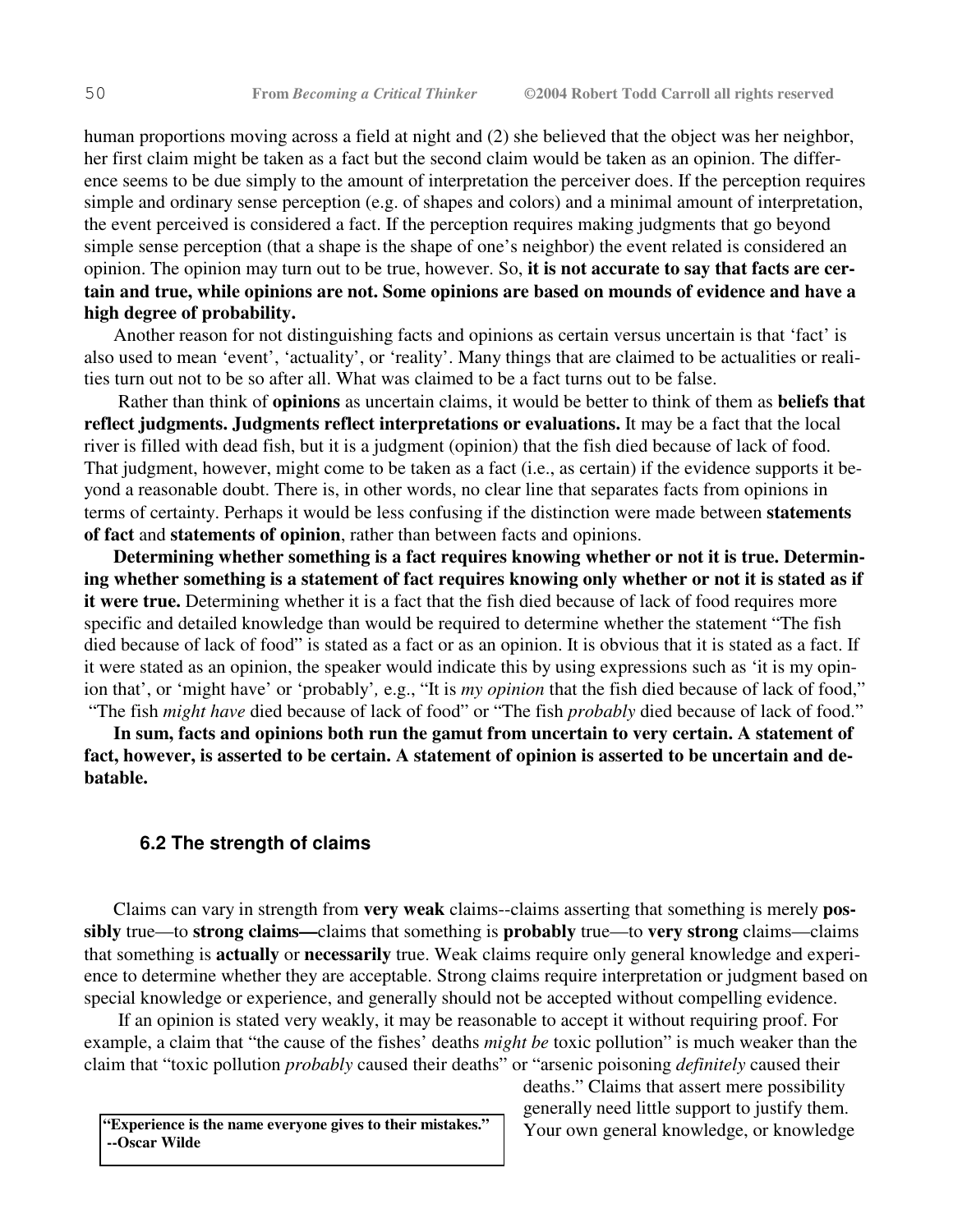human proportions moving across a field at night and (2) she believed that the object was her neighbor, her first claim might be taken as a fact but the second claim would be taken as an opinion. The difference seems to be due simply to the amount of interpretation the perceiver does. If the perception requires simple and ordinary sense perception (e.g. of shapes and colors) and a minimal amount of interpretation, the event perceived is considered a fact. If the perception requires making judgments that go beyond simple sense perception (that a shape is the shape of one's neighbor) the event related is considered an opinion. The opinion may turn out to be true, however. So, **it is not accurate to say that facts are certain and true, while opinions are not. Some opinions are based on mounds of evidence and have a high degree of probability.**

Another reason for not distinguishing facts and opinions as certain versus uncertain is that 'fact' is also used to mean 'event', 'actuality', or 'reality'. Many things that are claimed to be actualities or realities turn out not to be so after all. What was claimed to be a fact turns out to be false.

Rather than think of **opinions** as uncertain claims, it would be better to think of them as **beliefs that reflect judgments. Judgments reflect interpretations or evaluations.** It may be a fact that the local river is filled with dead fish, but it is a judgment (opinion) that the fish died because of lack of food. That judgment, however, might come to be taken as a fact (i.e., as certain) if the evidence supports it beyond a reasonable doubt. There is, in other words, no clear line that separates facts from opinions in terms of certainty. Perhaps it would be less confusing if the distinction were made between **statements of fact** and **statements of opinion**, rather than between facts and opinions.

**Determining whether something is a fact requires knowing whether or not it is true. Determining whether something is a statement of fact requires knowing only whether or not it is stated as if it were true.** Determining whether it is a fact that the fish died because of lack of food requires more specific and detailed knowledge than would be required to determine whether the statement "The fish died because of lack of food" is stated as a fact or as an opinion. It is obvious that it is stated as a fact. If it were stated as an opinion, the speaker would indicate this by using expressions such as 'it is my opinion that', or 'might have' or 'probably', e.g., "It is *my opinion* that the fish died because of lack of food," "The fish *might have* died because of lack of food" or "The fish *probably* died because of lack of food."

**In sum, facts and opinions both run the gamut from uncertain to very certain. A statement of fact, however, is asserted to be certain. A statement of opinion is asserted to be uncertain and debatable.**

### 6.2 The strength of claims

Claims can vary in strength from **very weak** claims--claims asserting that something is merely **possibly** true—to **strong claims—**claims that something is **probably** true—to **very strong** claims—claims that something is **actually** or **necessarily** true. Weak claims require only general knowledge and experience to determine whether they are acceptable. Strong claims require interpretation or judgment based on special knowledge or experience, and generally should not be accepted without compelling evidence.

If an opinion is stated very weakly, it may be reasonable to accept it without requiring proof. For example, a claim that "the cause of the fishes' deaths *might be* toxic pollution" is much weaker than the claim that "toxic pollution *probably* caused their deaths" or "arsenic poisoning *definitely* caused their deaths." Claims that assert mere possibility generally need little support to justify them. Your own general knowledge, or knowledge

> **"Experience is the name everyone gives to their mistakes." --Oscar Wilde**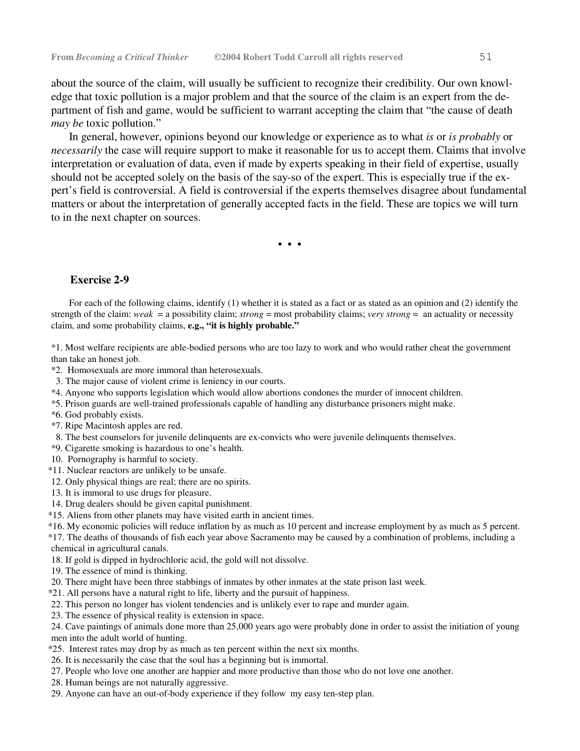about the source of the claim, will usually be sufficient to recognize their credibility. Our own knowledge that toxic pollution is a major problem and that the source of the claim is an expert from the department of fish and game, would be sufficient to warrant accepting the claim that "the cause of death *may be* toxic pollution."

In general, however, opinions beyond our knowledge or experience as to what *is* or *is probably* or *necessarily* the case will require support to make it reasonable for us to accept them. Claims that involve interpretation or evaluation of data, even if made by experts speaking in their field of expertise, usually should not be accepted solely on the basis of the say-so of the expert. This is especially true if the expert's field is controversial. A field is controversial if the experts themselves disagree about fundamental matters or about the interpretation of generally accepted facts in the field. These are topics we will turn to in the next chapter on sources.

• • •

### Exercise 2-9

For each of the following claims, identify (1) whether it is stated as a fact or as stated as an opinion and (2) identify the strength of the claim: *weak* = a possibility claim; *strong* = most probability claims; *very strong* = an actuality or necessity claim, and some probability claims, **e.g., "it is highly probable."**

*1. Most welfare recipients are able-bodied persons who are too lazy to work and who would rather cheat the government than take an honest job.

*2. Homosexuals are more immoral than heterosexuals.

3. The major cause of violent crime is leniency in our courts.

*4. Anyone who supports legislation which would allow abortions condones the murder of innocent children.

*5. Prison guards are well-trained professionals capable of handling any disturbance prisoners might make.

*6. God probably exists.

*7. Ripe Macintosh apples are red.

8. The best counselors for juvenile delinquents are ex-convicts who were juvenile delinquents themselves.

*9. Cigarette smoking is hazardous to one's health.

10. Pornography is harmful to society.

*11. Nuclear reactors are unlikely to be unsafe.

12. Only physical things are real; there are no spirits.

13. It is immoral to use drugs for pleasure.

14. Drug dealers should be given capital punishment.

*15. Aliens from other planets may have visited earth in ancient times.

*16. My economic policies will reduce inflation by as much as 10 percent and increase employment by as much as 5 percent.

*17. The deaths of thousands of fish each year above Sacramento may be caused by a combination of problems, including a chemical in agricultural canals.

18. If gold is dipped in hydrochloric acid, the gold will not dissolve.

19. The essence of mind is thinking.

20. There might have been three stabbings of inmates by other inmates at the state prison last week.

*21. All persons have a natural right to life, liberty and the pursuit of happiness.

22. This person no longer has violent tendencies and is unlikely ever to rape and murder again.

23. The essence of physical reality is extension in space.

24. Cave paintings of animals done more than 25,000 years ago were probably done in order to assist the initiation of young men into the adult world of hunting.

*25. Interest rates may drop by as much as ten percent within the next six months.

26. It is necessarily the case that the soul has a beginning but is immortal.

27. People who love one another are happier and more productive than those who do not love one another.

28. Human beings are not naturally aggressive.

29. Anyone can have an out-of-body experience if they follow my easy ten-step plan.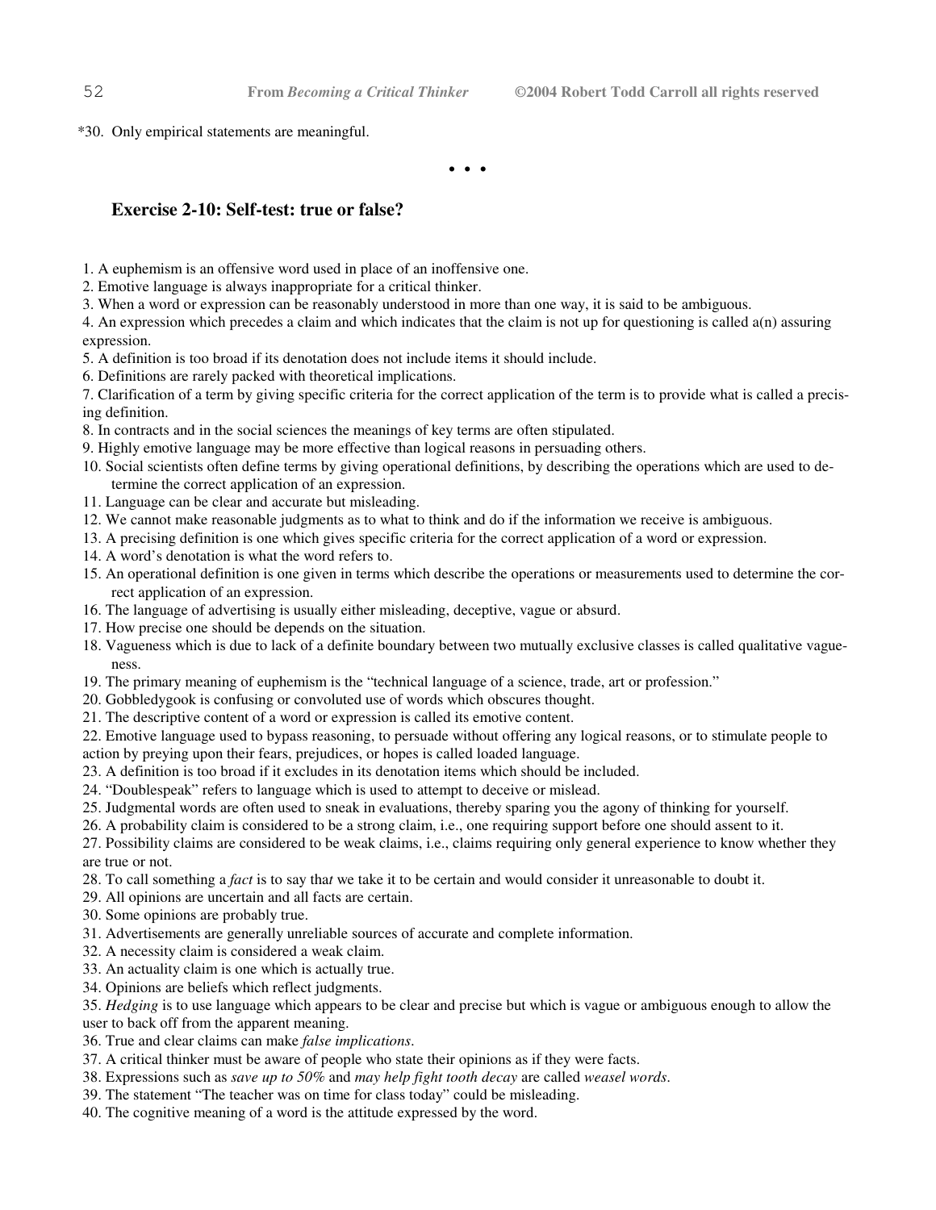*30. Only empirical statements are meaningful.

• • •

### Exercise 2-10: Self-test: true or false?

1. A euphemism is an offensive word used in place of an inoffensive one.
2. Emotive language is always inappropriate for a critical thinker.
3. When a word or expression can be reasonably understood in more than one way, it is said to be ambiguous.
4. An expression which precedes a claim and which indicates that the claim is not up for questioning is called a(n) assuring expression.
5. A definition is too broad if its denotation does not include items it should include.
6. Definitions are rarely packed with theoretical implications.
7. Clarification of a term by giving specific criteria for the correct application of the term is to provide what is called a precising definition.
8. In contracts and in the social sciences the meanings of key terms are often stipulated.
9. Highly emotive language may be more effective than logical reasons in persuading others.
10. Social scientists often define terms by giving operational definitions, by describing the operations which are used to determine the correct application of an expression.
11. Language can be clear and accurate but misleading.
12. We cannot make reasonable judgments as to what to think and do if the information we receive is ambiguous.
13. A precising definition is one which gives specific criteria for the correct application of a word or expression.
14. A word's denotation is what the word refers to.
15. An operational definition is one given in terms which describe the operations or measurements used to determine the correct application of an expression.
16. The language of advertising is usually either misleading, deceptive, vague or absurd.
17. How precise one should be depends on the situation.
18. Vagueness which is due to lack of a definite boundary between two mutually exclusive classes is called qualitative vagueness.
19. The primary meaning of euphemism is the "technical language of a science, trade, art or profession."
20. Gobbledygook is confusing or convoluted use of words which obscures thought.
21. The descriptive content of a word or expression is called its emotive content.
22. Emotive language used to bypass reasoning, to persuade without offering any logical reasons, or to stimulate people to action by preying upon their fears, prejudices, or hopes is called loaded language.
23. A definition is too broad if it excludes in its denotation items which should be included.
24. "Doublespeak" refers to language which is used to attempt to deceive or mislead.
25. Judgmental words are often used to sneak in evaluations, thereby sparing you the agony of thinking for yourself.
26. A probability claim is considered to be a strong claim, i.e., one requiring support before one should assent to it.
27. Possibility claims are considered to be weak claims, i.e., claims requiring only general experience to know whether they are true or not.
28. To call something a *fact* is to say that we take it to be certain and would consider it unreasonable to doubt it.
29. All opinions are uncertain and all facts are certain.
30. Some opinions are probably true.
31. Advertisements are generally unreliable sources of accurate and complete information.
32. A necessity claim is considered a weak claim.
33. An actuality claim is one which is actually true.
34. Opinions are beliefs which reflect judgments.
35. *Hedging* is to use language which appears to be clear and precise but which is vague or ambiguous enough to allow the user to back off from the apparent meaning.
36. True and clear claims can make *false implications*.
37. A critical thinker must be aware of people who state their opinions as if they were facts.
38. Expressions such as *save up to 50%* and *may help fight tooth decay* are called *weasel words*.
39. The statement "The teacher was on time for class today" could be misleading.
40. The cognitive meaning of a word is the attitude expressed by the word.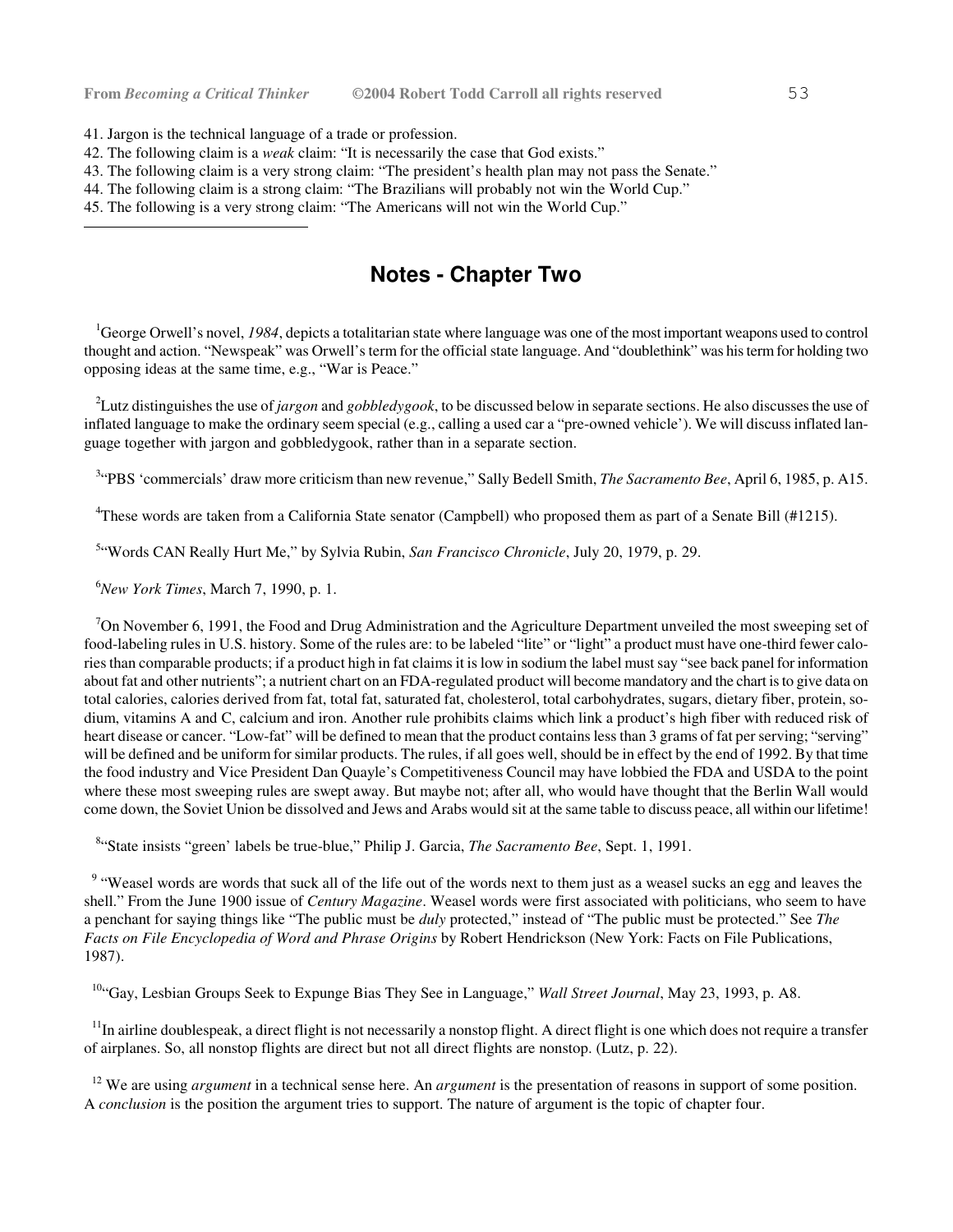41. Jargon is the technical language of a trade or profession.
42. The following claim is a *weak* claim: “It is necessarily the case that God exists.”
43. The following claim is a very strong claim: “The president’s health plan may not pass the Senate.”
44. The following claim is a strong claim: “The Brazilians will probably not win the World Cup.”
45. The following is a very strong claim: “The Americans will not win the World Cup.”

---

## Notes - Chapter Two

[1]George Orwell’s novel, *1984*, depicts a totalitarian state where language was one of the most important weapons used to control thought and action. “Newspeak” was Orwell’s term for the official state language. And “doublethink” was his term for holding two opposing ideas at the same time, e.g., “War is Peace.”

[2]Lutz distinguishes the use of *jargon* and *gobbledygook*, to be discussed below in separate sections. He also discusses the use of inflated language to make the ordinary seem special (e.g., calling a used car a “pre-owned vehicle’). We will discuss inflated language together with jargon and gobbledygook, rather than in a separate section.

[3]“PBS ‘commercials’ draw more criticism than new revenue,” Sally Bedell Smith, *The Sacramento Bee*, April 6, 1985, p. A15.

[4]These words are taken from a California State senator (Campbell) who proposed them as part of a Senate Bill (#1215).

[5]“Words CAN Really Hurt Me,” by Sylvia Rubin, *San Francisco Chronicle*, July 20, 1979, p. 29.

[6]*New York Times*, March 7, 1990, p. 1.

[7]On November 6, 1991, the Food and Drug Administration and the Agriculture Department unveiled the most sweeping set of food-labeling rules in U.S. history. Some of the rules are: to be labeled “lite” or “light” a product must have one-third fewer calories than comparable products; if a product high in fat claims it is low in sodium the label must say “see back panel for information about fat and other nutrients”; a nutrient chart on an FDA-regulated product will become mandatory and the chart is to give data on total calories, calories derived from fat, total fat, saturated fat, cholesterol, total carbohydrates, sugars, dietary fiber, protein, sodium, vitamins A and C, calcium and iron. Another rule prohibits claims which link a product’s high fiber with reduced risk of heart disease or cancer. “Low-fat” will be defined to mean that the product contains less than 3 grams of fat per serving; “serving” will be defined and be uniform for similar products. The rules, if all goes well, should be in effect by the end of 1992. By that time the food industry and Vice President Dan Quayle’s Competitiveness Council may have lobbied the FDA and USDA to the point where these most sweeping rules are swept away. But maybe not; after all, who would have thought that the Berlin Wall would come down, the Soviet Union be dissolved and Jews and Arabs would sit at the same table to discuss peace, all within our lifetime!

[8]“State insists “green’ labels be true-blue,” Philip J. Garcia, *The Sacramento Bee*, Sept. 1, 1991.

[9] “Weasel words are words that suck all of the life out of the words next to them just as a weasel sucks an egg and leaves the shell.” From the June 1900 issue of *Century Magazine*. Weasel words were first associated with politicians, who seem to have a penchant for saying things like “The public must be *duly* protected,” instead of “The public must be protected.” See *The Facts on File Encyclopedia of Word and Phrase Origins* by Robert Hendrickson (New York: Facts on File Publications, 1987).

[10]“Gay, Lesbian Groups Seek to Expunge Bias They See in Language,” *Wall Street Journal*, May 23, 1993, p. A8.

[11]In airline doublespeak, a direct flight is not necessarily a nonstop flight. A direct flight is one which does not require a transfer of airplanes. So, all nonstop flights are direct but not all direct flights are nonstop. (Lutz, p. 22).

[12] We are using *argument* in a technical sense here. An *argument* is the presentation of reasons in support of some position. A *conclusion* is the position the argument tries to support. The nature of argument is the topic of chapter four.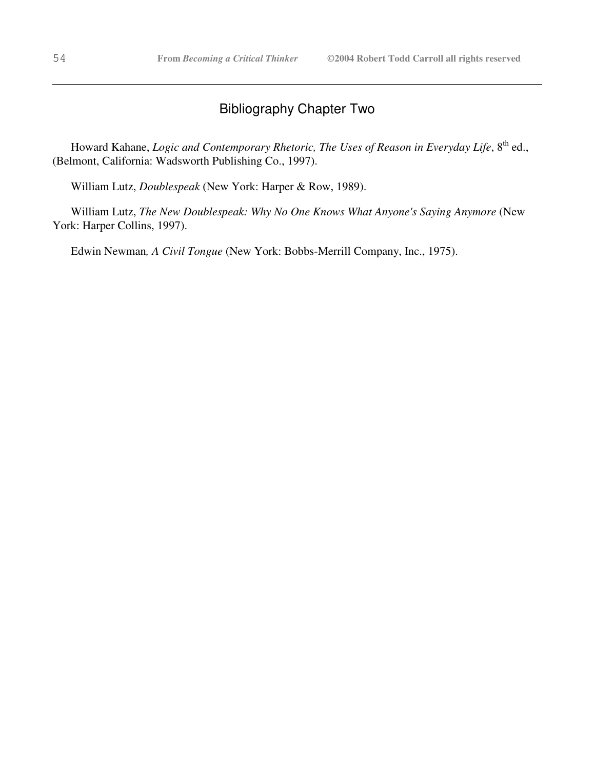## Bibliography Chapter Two

Howard Kahane, *Logic and Contemporary Rhetoric, The Uses of Reason in Everyday Life*, 8th ed., (Belmont, California: Wadsworth Publishing Co., 1997).

William Lutz, *Doublespeak* (New York: Harper & Row, 1989).

William Lutz, *The New Doublespeak: Why No One Knows What Anyone's Saying Anymore* (New York: Harper Collins, 1997).

Edwin Newman*, A Civil Tongue* (New York: Bobbs-Merrill Company, Inc., 1975).